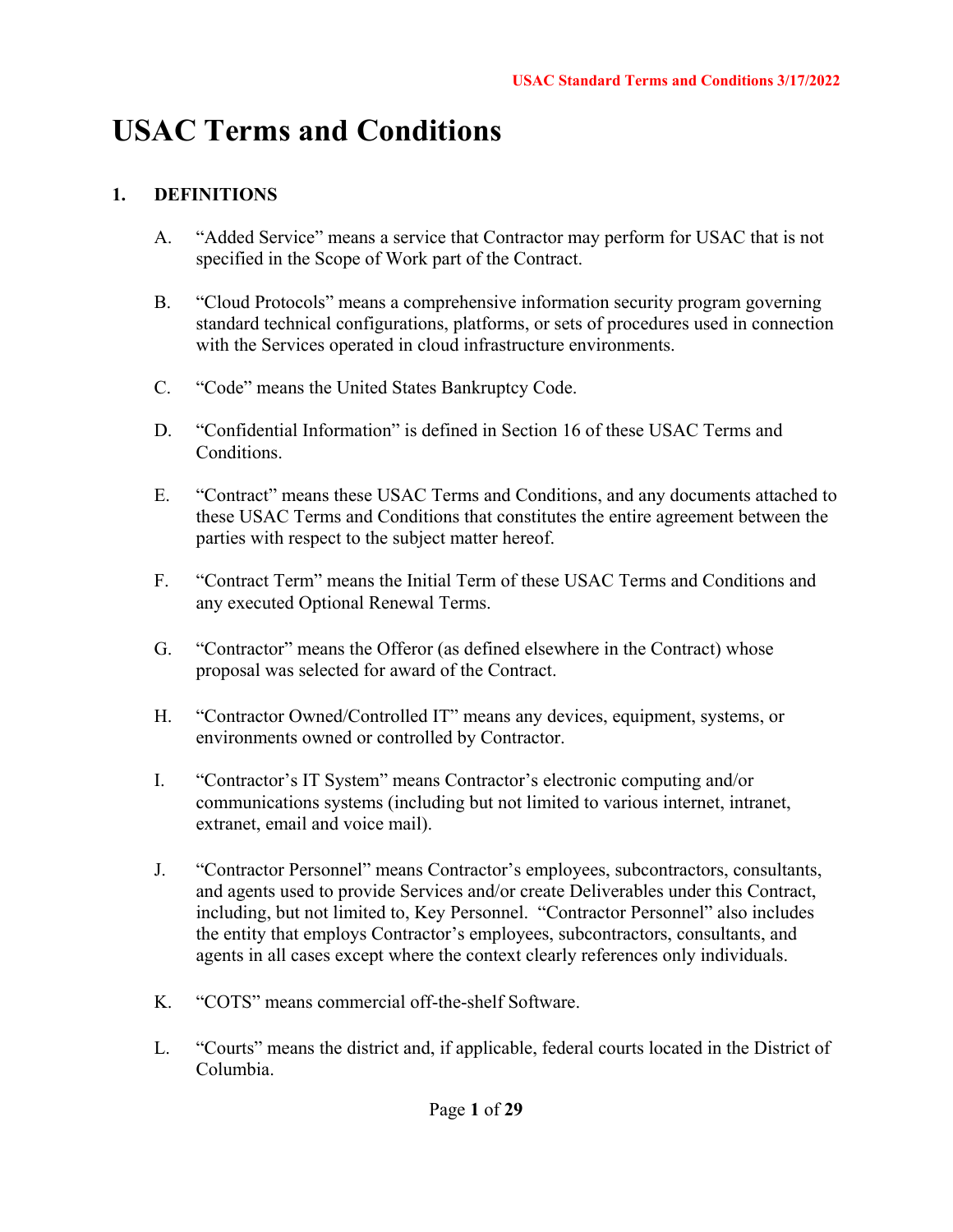# USAC Terms and Conditions

## 1. DEFINITIONS

A. "Added Service" means a service that Contractor may perform for USAC that is not specified in the Scope of Work part of the Contract.

B. "Cloud Protocols" means a comprehensive information security program governing standard technical configurations, platforms, or sets of procedures used in connection with the Services operated in cloud infrastructure environments.

C. "Code" means the United States Bankruptcy Code.

D. "Confidential Information" is defined in Section 16 of these USAC Terms and Conditions.

E. "Contract" means these USAC Terms and Conditions, and any documents attached to these USAC Terms and Conditions that constitutes the entire agreement between the parties with respect to the subject matter hereof.

F. "Contract Term" means the Initial Term of these USAC Terms and Conditions and any executed Optional Renewal Terms.

G. "Contractor" means the Offeror (as defined elsewhere in the Contract) whose proposal was selected for award of the Contract.

H. "Contractor Owned/Controlled IT" means any devices, equipment, systems, or environments owned or controlled by Contractor.

I. "Contractor's IT System" means Contractor's electronic computing and/or communications systems (including but not limited to various internet, intranet, extranet, email and voice mail).

J. "Contractor Personnel" means Contractor's employees, subcontractors, consultants, and agents used to provide Services and/or create Deliverables under this Contract, including, but not limited to, Key Personnel. "Contractor Personnel" also includes the entity that employs Contractor's employees, subcontractors, consultants, and agents in all cases except where the context clearly references only individuals.

K. "COTS" means commercial off-the-shelf Software.

L. "Courts" means the district and, if applicable, federal courts located in the District of Columbia.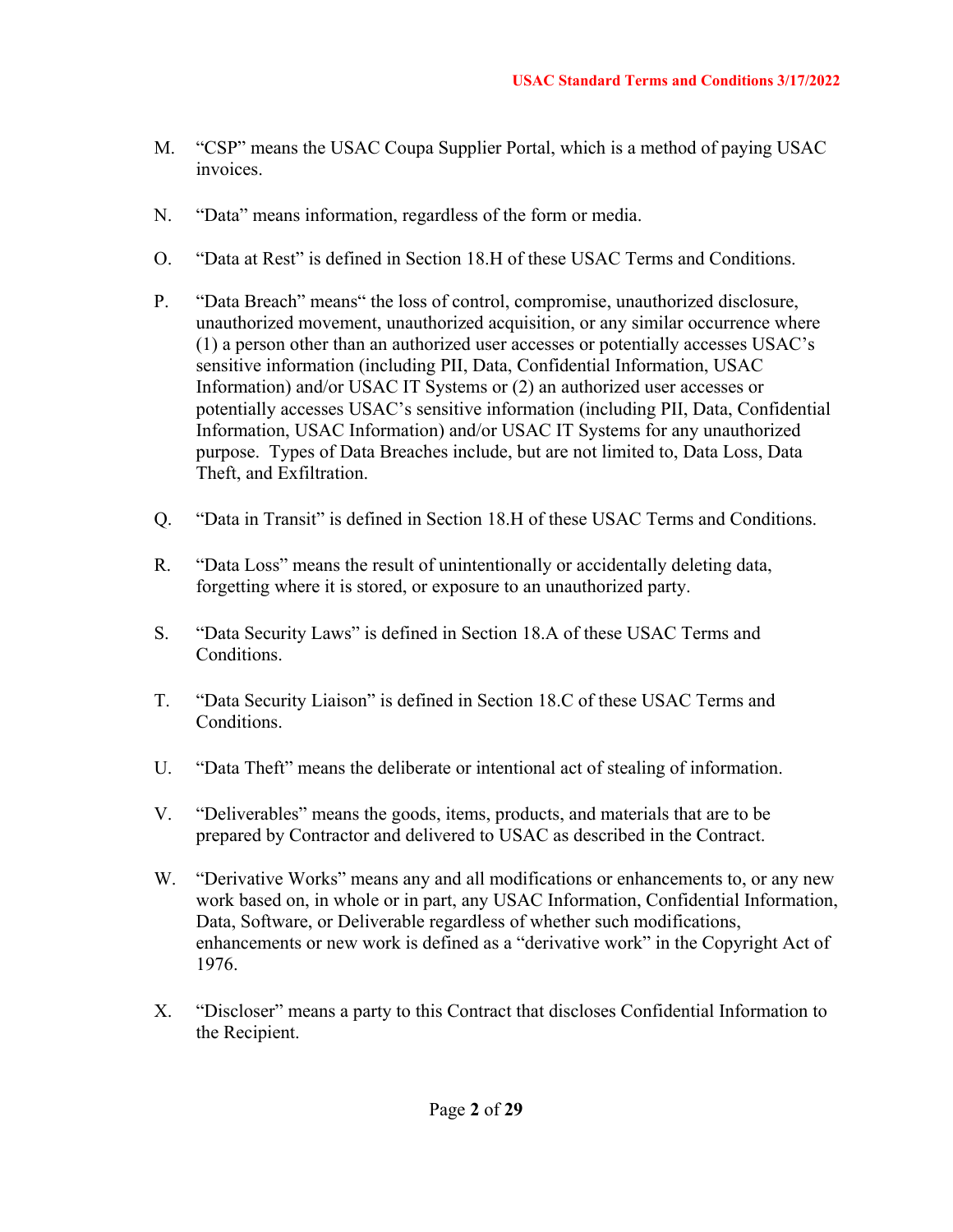M. "CSP" means the USAC Coupa Supplier Portal, which is a method of paying USAC invoices.

N. "Data" means information, regardless of the form or media.

O. "Data at Rest" is defined in Section 18.H of these USAC Terms and Conditions.

P. "Data Breach" means" the loss of control, compromise, unauthorized disclosure, unauthorized movement, unauthorized acquisition, or any similar occurrence where (1) a person other than an authorized user accesses or potentially accesses USAC's sensitive information (including PII, Data, Confidential Information, USAC Information) and/or USAC IT Systems or (2) an authorized user accesses or potentially accesses USAC's sensitive information (including PII, Data, Confidential Information, USAC Information) and/or USAC IT Systems for any unauthorized purpose. Types of Data Breaches include, but are not limited to, Data Loss, Data Theft, and Exfiltration.

Q. "Data in Transit" is defined in Section 18.H of these USAC Terms and Conditions.

R. "Data Loss" means the result of unintentionally or accidentally deleting data, forgetting where it is stored, or exposure to an unauthorized party.

S. "Data Security Laws" is defined in Section 18.A of these USAC Terms and Conditions.

T. "Data Security Liaison" is defined in Section 18.C of these USAC Terms and Conditions.

U. "Data Theft" means the deliberate or intentional act of stealing of information.

V. "Deliverables" means the goods, items, products, and materials that are to be prepared by Contractor and delivered to USAC as described in the Contract.

W. "Derivative Works" means any and all modifications or enhancements to, or any new work based on, in whole or in part, any USAC Information, Confidential Information, Data, Software, or Deliverable regardless of whether such modifications, enhancements or new work is defined as a "derivative work" in the Copyright Act of 1976.

X. "Discloser" means a party to this Contract that discloses Confidential Information to the Recipient.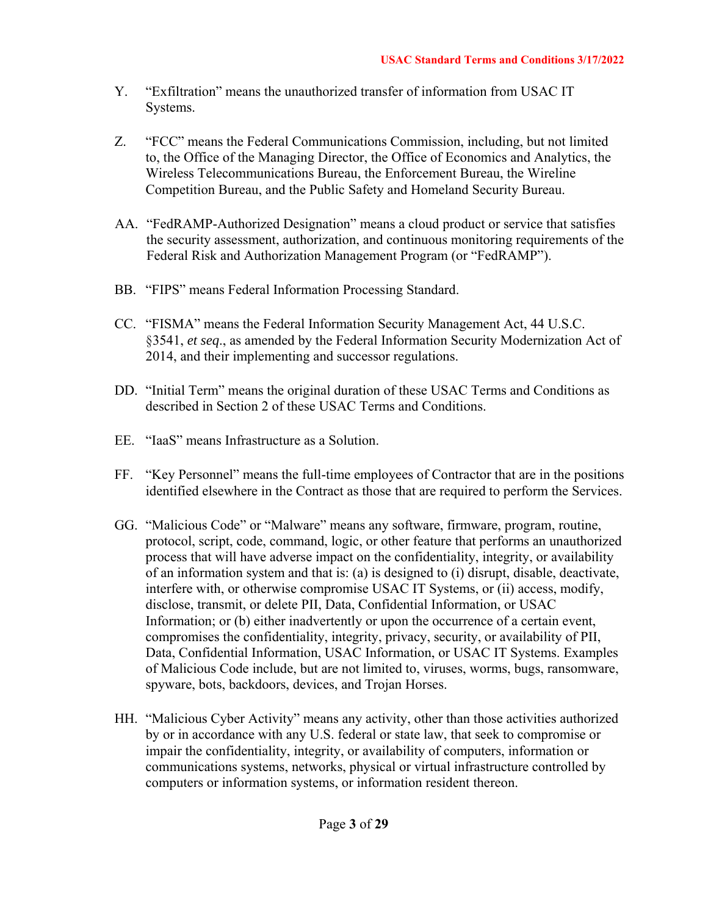Y. "Exfiltration" means the unauthorized transfer of information from USAC IT Systems.

Z. "FCC" means the Federal Communications Commission, including, but not limited to, the Office of the Managing Director, the Office of Economics and Analytics, the Wireless Telecommunications Bureau, the Enforcement Bureau, the Wireline Competition Bureau, and the Public Safety and Homeland Security Bureau.

AA. "FedRAMP-Authorized Designation" means a cloud product or service that satisfies the security assessment, authorization, and continuous monitoring requirements of the Federal Risk and Authorization Management Program (or "FedRAMP").

BB. "FIPS" means Federal Information Processing Standard.

CC. "FISMA" means the Federal Information Security Management Act, 44 U.S.C. §3541, *et seq*., as amended by the Federal Information Security Modernization Act of 2014, and their implementing and successor regulations.

DD. "Initial Term" means the original duration of these USAC Terms and Conditions as described in Section 2 of these USAC Terms and Conditions.

EE. "IaaS" means Infrastructure as a Solution.

FF. "Key Personnel" means the full-time employees of Contractor that are in the positions identified elsewhere in the Contract as those that are required to perform the Services.

GG. "Malicious Code" or "Malware" means any software, firmware, program, routine, protocol, script, code, command, logic, or other feature that performs an unauthorized process that will have adverse impact on the confidentiality, integrity, or availability of an information system and that is: (a) is designed to (i) disrupt, disable, deactivate, interfere with, or otherwise compromise USAC IT Systems, or (ii) access, modify, disclose, transmit, or delete PII, Data, Confidential Information, or USAC Information; or (b) either inadvertently or upon the occurrence of a certain event, compromises the confidentiality, integrity, privacy, security, or availability of PII, Data, Confidential Information, USAC Information, or USAC IT Systems. Examples of Malicious Code include, but are not limited to, viruses, worms, bugs, ransomware, spyware, bots, backdoors, devices, and Trojan Horses.

HH. "Malicious Cyber Activity" means any activity, other than those activities authorized by or in accordance with any U.S. federal or state law, that seek to compromise or impair the confidentiality, integrity, or availability of computers, information or communications systems, networks, physical or virtual infrastructure controlled by computers or information systems, or information resident thereon.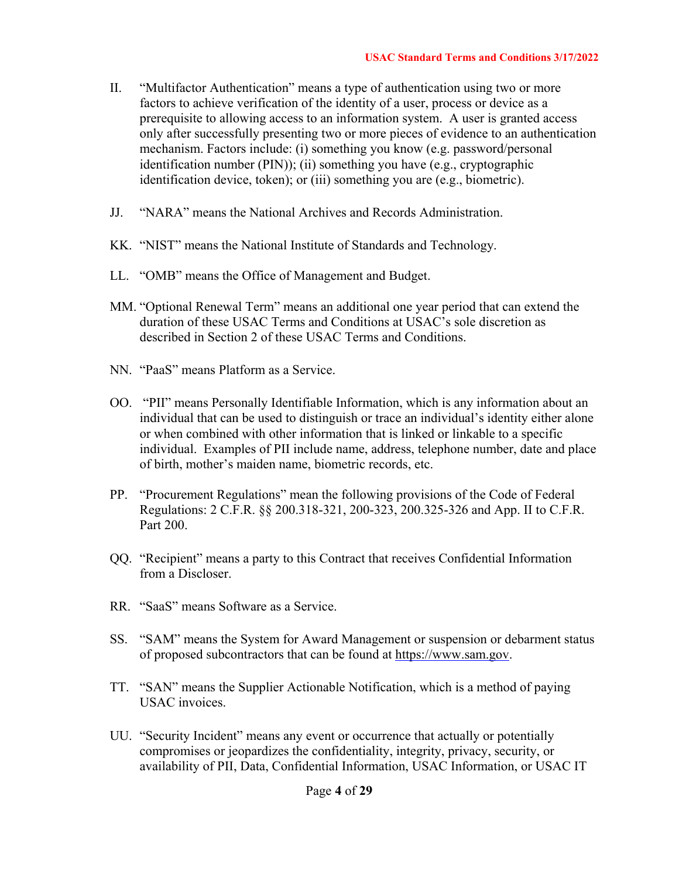II. "Multifactor Authentication" means a type of authentication using two or more factors to achieve verification of the identity of a user, process or device as a prerequisite to allowing access to an information system. A user is granted access only after successfully presenting two or more pieces of evidence to an authentication mechanism. Factors include: (i) something you know (e.g. password/personal identification number (PIN)); (ii) something you have (e.g., cryptographic identification device, token); or (iii) something you are (e.g., biometric).

JJ. "NARA" means the National Archives and Records Administration.

KK. "NIST" means the National Institute of Standards and Technology.

LL. "OMB" means the Office of Management and Budget.

MM. "Optional Renewal Term" means an additional one year period that can extend the duration of these USAC Terms and Conditions at USAC's sole discretion as described in Section 2 of these USAC Terms and Conditions.

NN. "PaaS" means Platform as a Service.

OO. "PII" means Personally Identifiable Information, which is any information about an individual that can be used to distinguish or trace an individual's identity either alone or when combined with other information that is linked or linkable to a specific individual. Examples of PII include name, address, telephone number, date and place of birth, mother's maiden name, biometric records, etc.

PP. "Procurement Regulations" mean the following provisions of the Code of Federal Regulations: 2 C.F.R. §§ 200.318-321, 200-323, 200.325-326 and App. II to C.F.R. Part 200.

QQ. "Recipient" means a party to this Contract that receives Confidential Information from a Discloser.

RR. "SaaS" means Software as a Service.

SS. "SAM" means the System for Award Management or suspension or debarment status of proposed subcontractors that can be found at https://www.sam.gov.

TT. "SAN" means the Supplier Actionable Notification, which is a method of paying USAC invoices.

UU. "Security Incident" means any event or occurrence that actually or potentially compromises or jeopardizes the confidentiality, integrity, privacy, security, or availability of PII, Data, Confidential Information, USAC Information, or USAC IT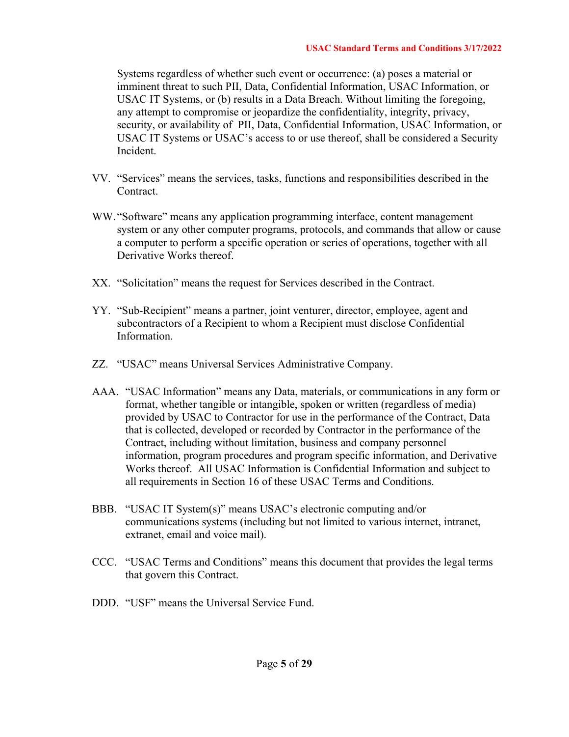Systems regardless of whether such event or occurrence: (a) poses a material or imminent threat to such PII, Data, Confidential Information, USAC Information, or USAC IT Systems, or (b) results in a Data Breach. Without limiting the foregoing, any attempt to compromise or jeopardize the confidentiality, integrity, privacy, security, or availability of PII, Data, Confidential Information, USAC Information, or USAC IT Systems or USAC's access to or use thereof, shall be considered a Security Incident.

VV. "Services" means the services, tasks, functions and responsibilities described in the Contract.

WW. "Software" means any application programming interface, content management system or any other computer programs, protocols, and commands that allow or cause a computer to perform a specific operation or series of operations, together with all Derivative Works thereof.

XX. "Solicitation" means the request for Services described in the Contract.

YY. "Sub-Recipient" means a partner, joint venturer, director, employee, agent and subcontractors of a Recipient to whom a Recipient must disclose Confidential Information.

ZZ. "USAC" means Universal Services Administrative Company.

AAA. "USAC Information" means any Data, materials, or communications in any form or format, whether tangible or intangible, spoken or written (regardless of media) provided by USAC to Contractor for use in the performance of the Contract, Data that is collected, developed or recorded by Contractor in the performance of the Contract, including without limitation, business and company personnel information, program procedures and program specific information, and Derivative Works thereof. All USAC Information is Confidential Information and subject to all requirements in Section 16 of these USAC Terms and Conditions.

BBB. "USAC IT System(s)" means USAC's electronic computing and/or communications systems (including but not limited to various internet, intranet, extranet, email and voice mail).

CCC. "USAC Terms and Conditions" means this document that provides the legal terms that govern this Contract.

DDD. "USF" means the Universal Service Fund.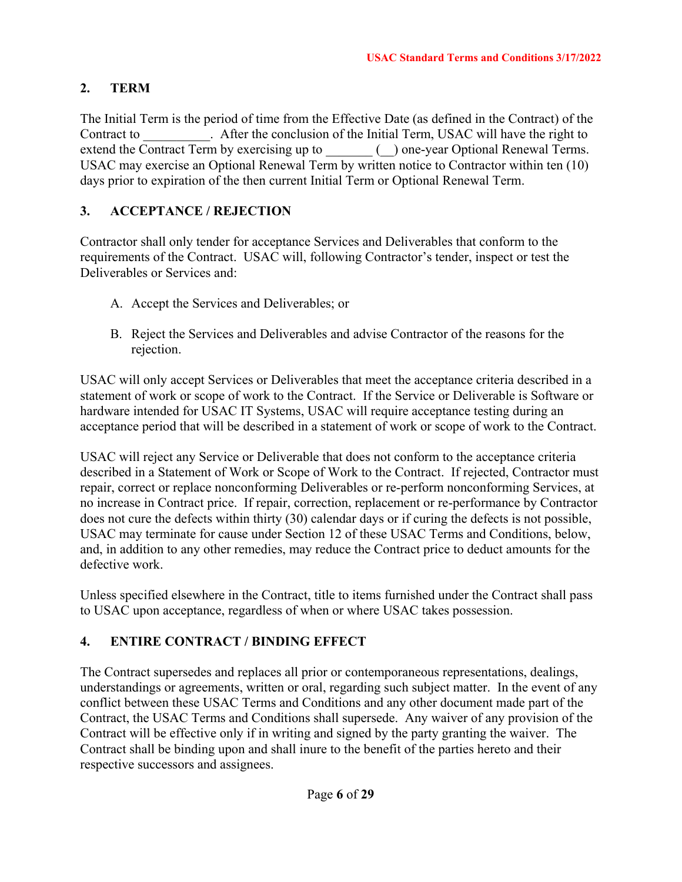## 2. TERM

The Initial Term is the period of time from the Effective Date (as defined in the Contract) of the Contract to __________. After the conclusion of the Initial Term, USAC will have the right to extend the Contract Term by exercising up to _______ (__) one-year Optional Renewal Terms. USAC may exercise an Optional Renewal Term by written notice to Contractor within ten (10) days prior to expiration of the then current Initial Term or Optional Renewal Term.

## 3. ACCEPTANCE / REJECTION

Contractor shall only tender for acceptance Services and Deliverables that conform to the requirements of the Contract. USAC will, following Contractor's tender, inspect or test the Deliverables or Services and:

A. Accept the Services and Deliverables; or

B. Reject the Services and Deliverables and advise Contractor of the reasons for the rejection.

USAC will only accept Services or Deliverables that meet the acceptance criteria described in a statement of work or scope of work to the Contract. If the Service or Deliverable is Software or hardware intended for USAC IT Systems, USAC will require acceptance testing during an acceptance period that will be described in a statement of work or scope of work to the Contract.

USAC will reject any Service or Deliverable that does not conform to the acceptance criteria described in a Statement of Work or Scope of Work to the Contract. If rejected, Contractor must repair, correct or replace nonconforming Deliverables or re-perform nonconforming Services, at no increase in Contract price. If repair, correction, replacement or re-performance by Contractor does not cure the defects within thirty (30) calendar days or if curing the defects is not possible, USAC may terminate for cause under Section 12 of these USAC Terms and Conditions, below, and, in addition to any other remedies, may reduce the Contract price to deduct amounts for the defective work.

Unless specified elsewhere in the Contract, title to items furnished under the Contract shall pass to USAC upon acceptance, regardless of when or where USAC takes possession.

## 4. ENTIRE CONTRACT / BINDING EFFECT

The Contract supersedes and replaces all prior or contemporaneous representations, dealings, understandings or agreements, written or oral, regarding such subject matter. In the event of any conflict between these USAC Terms and Conditions and any other document made part of the Contract, the USAC Terms and Conditions shall supersede. Any waiver of any provision of the Contract will be effective only if in writing and signed by the party granting the waiver. The Contract shall be binding upon and shall inure to the benefit of the parties hereto and their respective successors and assignees.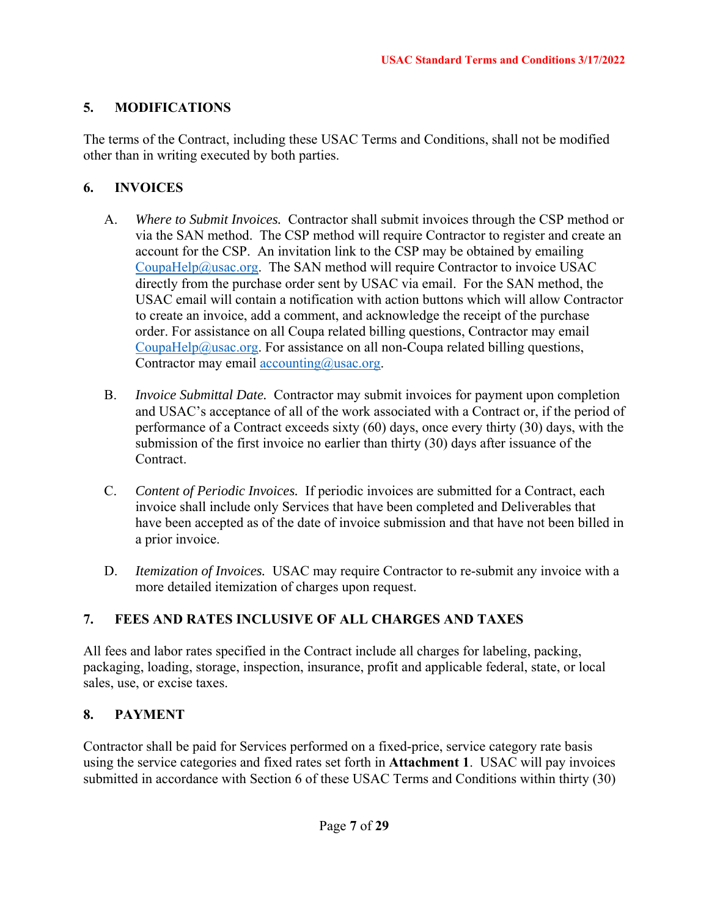## 5. MODIFICATIONS

The terms of the Contract, including these USAC Terms and Conditions, shall not be modified other than in writing executed by both parties.

## 6. INVOICES

A. *Where to Submit Invoices.* Contractor shall submit invoices through the CSP method or via the SAN method. The CSP method will require Contractor to register and create an account for the CSP. An invitation link to the CSP may be obtained by emailing CoupaHelp@usac.org. The SAN method will require Contractor to invoice USAC directly from the purchase order sent by USAC via email. For the SAN method, the USAC email will contain a notification with action buttons which will allow Contractor to create an invoice, add a comment, and acknowledge the receipt of the purchase order. For assistance on all Coupa related billing questions, Contractor may email CoupaHelp@usac.org. For assistance on all non-Coupa related billing questions, Contractor may email accounting@usac.org.

B. *Invoice Submittal Date.* Contractor may submit invoices for payment upon completion and USAC's acceptance of all of the work associated with a Contract or, if the period of performance of a Contract exceeds sixty (60) days, once every thirty (30) days, with the submission of the first invoice no earlier than thirty (30) days after issuance of the Contract.

C. *Content of Periodic Invoices.* If periodic invoices are submitted for a Contract, each invoice shall include only Services that have been completed and Deliverables that have been accepted as of the date of invoice submission and that have not been billed in a prior invoice.

D. *Itemization of Invoices.* USAC may require Contractor to re-submit any invoice with a more detailed itemization of charges upon request.

## 7. FEES AND RATES INCLUSIVE OF ALL CHARGES AND TAXES

All fees and labor rates specified in the Contract include all charges for labeling, packing, packaging, loading, storage, inspection, insurance, profit and applicable federal, state, or local sales, use, or excise taxes.

## 8. PAYMENT

Contractor shall be paid for Services performed on a fixed-price, service category rate basis using the service categories and fixed rates set forth in **Attachment 1**. USAC will pay invoices submitted in accordance with Section 6 of these USAC Terms and Conditions within thirty (30)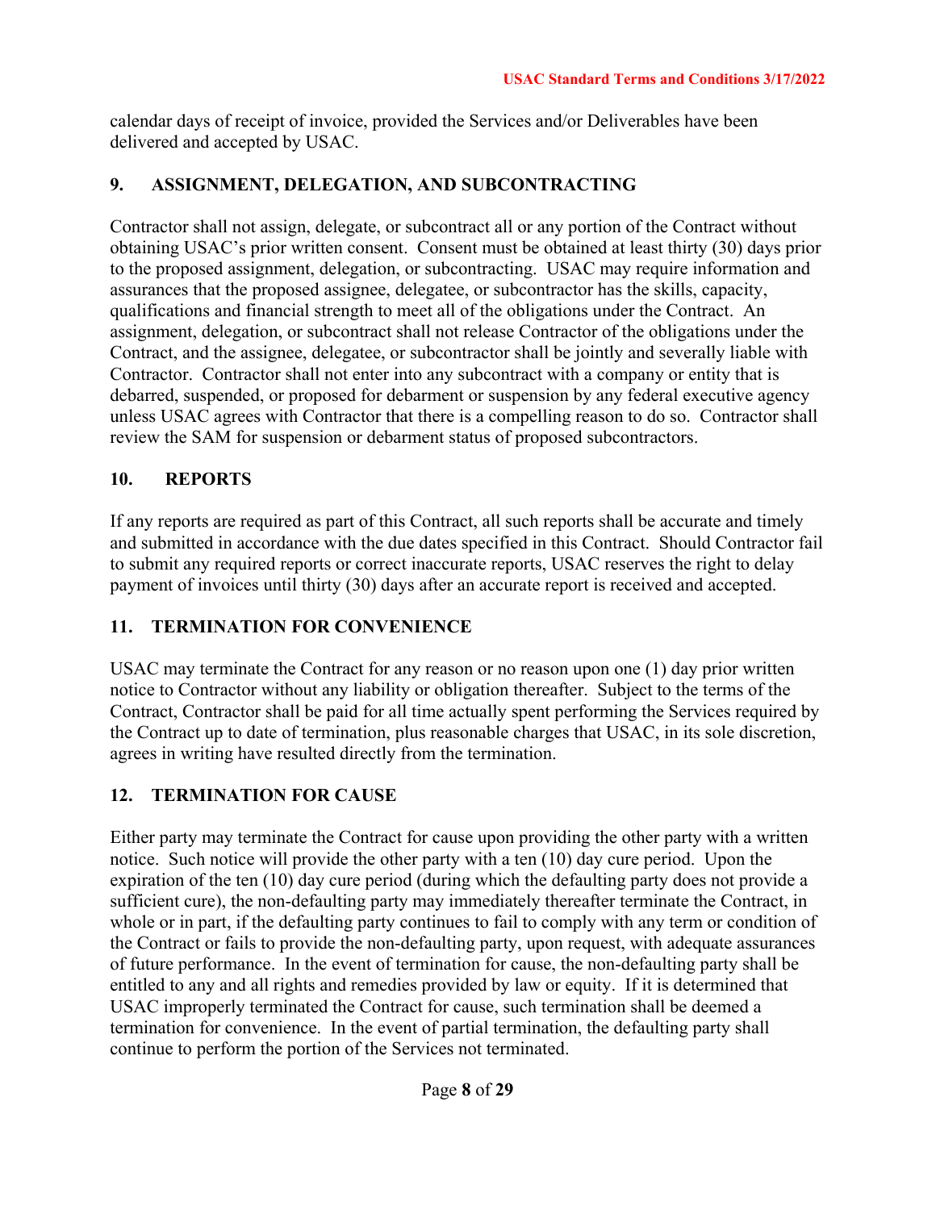calendar days of receipt of invoice, provided the Services and/or Deliverables have been delivered and accepted by USAC.

## 9. ASSIGNMENT, DELEGATION, AND SUBCONTRACTING

Contractor shall not assign, delegate, or subcontract all or any portion of the Contract without obtaining USAC's prior written consent. Consent must be obtained at least thirty (30) days prior to the proposed assignment, delegation, or subcontracting. USAC may require information and assurances that the proposed assignee, delegatee, or subcontractor has the skills, capacity, qualifications and financial strength to meet all of the obligations under the Contract. An assignment, delegation, or subcontract shall not release Contractor of the obligations under the Contract, and the assignee, delegatee, or subcontractor shall be jointly and severally liable with Contractor. Contractor shall not enter into any subcontract with a company or entity that is debarred, suspended, or proposed for debarment or suspension by any federal executive agency unless USAC agrees with Contractor that there is a compelling reason to do so. Contractor shall review the SAM for suspension or debarment status of proposed subcontractors.

## 10. REPORTS

If any reports are required as part of this Contract, all such reports shall be accurate and timely and submitted in accordance with the due dates specified in this Contract. Should Contractor fail to submit any required reports or correct inaccurate reports, USAC reserves the right to delay payment of invoices until thirty (30) days after an accurate report is received and accepted.

## 11. TERMINATION FOR CONVENIENCE

USAC may terminate the Contract for any reason or no reason upon one (1) day prior written notice to Contractor without any liability or obligation thereafter. Subject to the terms of the Contract, Contractor shall be paid for all time actually spent performing the Services required by the Contract up to date of termination, plus reasonable charges that USAC, in its sole discretion, agrees in writing have resulted directly from the termination.

## 12. TERMINATION FOR CAUSE

Either party may terminate the Contract for cause upon providing the other party with a written notice. Such notice will provide the other party with a ten (10) day cure period. Upon the expiration of the ten (10) day cure period (during which the defaulting party does not provide a sufficient cure), the non-defaulting party may immediately thereafter terminate the Contract, in whole or in part, if the defaulting party continues to fail to comply with any term or condition of the Contract or fails to provide the non-defaulting party, upon request, with adequate assurances of future performance. In the event of termination for cause, the non-defaulting party shall be entitled to any and all rights and remedies provided by law or equity. If it is determined that USAC improperly terminated the Contract for cause, such termination shall be deemed a termination for convenience. In the event of partial termination, the defaulting party shall continue to perform the portion of the Services not terminated.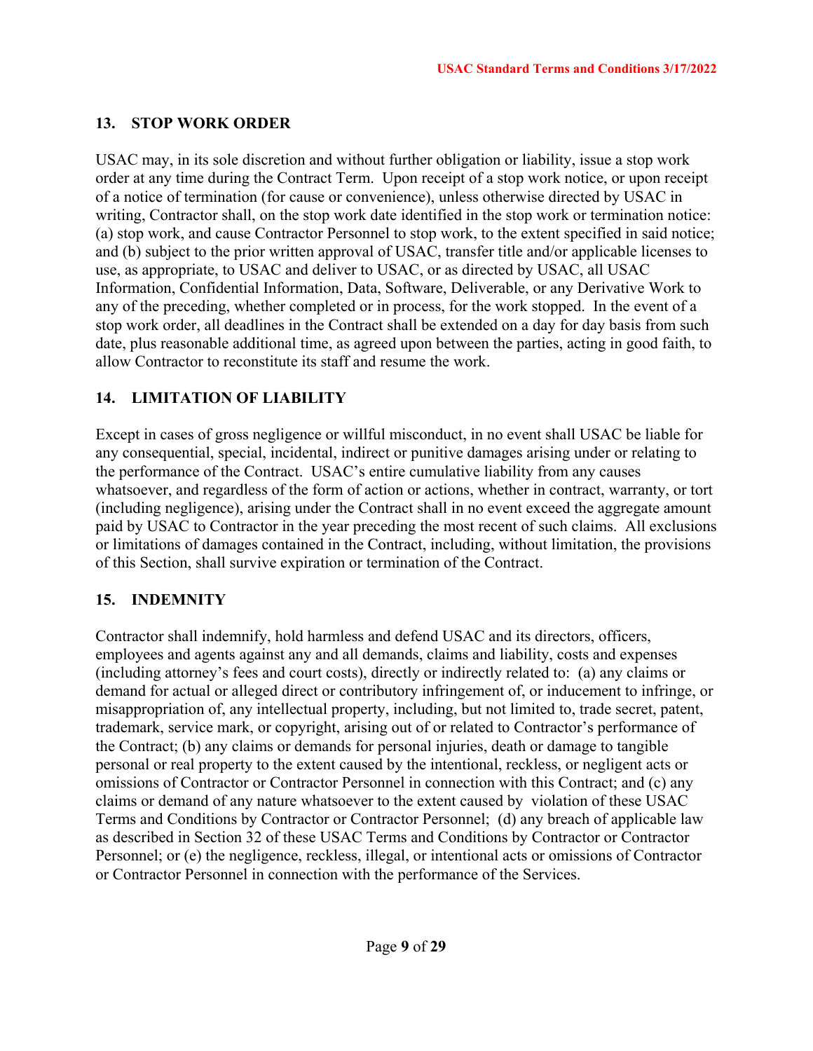## 13. STOP WORK ORDER

USAC may, in its sole discretion and without further obligation or liability, issue a stop work order at any time during the Contract Term. Upon receipt of a stop work notice, or upon receipt of a notice of termination (for cause or convenience), unless otherwise directed by USAC in writing, Contractor shall, on the stop work date identified in the stop work or termination notice: (a) stop work, and cause Contractor Personnel to stop work, to the extent specified in said notice; and (b) subject to the prior written approval of USAC, transfer title and/or applicable licenses to use, as appropriate, to USAC and deliver to USAC, or as directed by USAC, all USAC Information, Confidential Information, Data, Software, Deliverable, or any Derivative Work to any of the preceding, whether completed or in process, for the work stopped. In the event of a stop work order, all deadlines in the Contract shall be extended on a day for day basis from such date, plus reasonable additional time, as agreed upon between the parties, acting in good faith, to allow Contractor to reconstitute its staff and resume the work.

## 14. LIMITATION OF LIABILITY

Except in cases of gross negligence or willful misconduct, in no event shall USAC be liable for any consequential, special, incidental, indirect or punitive damages arising under or relating to the performance of the Contract. USAC's entire cumulative liability from any causes whatsoever, and regardless of the form of action or actions, whether in contract, warranty, or tort (including negligence), arising under the Contract shall in no event exceed the aggregate amount paid by USAC to Contractor in the year preceding the most recent of such claims. All exclusions or limitations of damages contained in the Contract, including, without limitation, the provisions of this Section, shall survive expiration or termination of the Contract.

## 15. INDEMNITY

Contractor shall indemnify, hold harmless and defend USAC and its directors, officers, employees and agents against any and all demands, claims and liability, costs and expenses (including attorney's fees and court costs), directly or indirectly related to: (a) any claims or demand for actual or alleged direct or contributory infringement of, or inducement to infringe, or misappropriation of, any intellectual property, including, but not limited to, trade secret, patent, trademark, service mark, or copyright, arising out of or related to Contractor's performance of the Contract; (b) any claims or demands for personal injuries, death or damage to tangible personal or real property to the extent caused by the intentional, reckless, or negligent acts or omissions of Contractor or Contractor Personnel in connection with this Contract; and (c) any claims or demand of any nature whatsoever to the extent caused by violation of these USAC Terms and Conditions by Contractor or Contractor Personnel; (d) any breach of applicable law as described in Section 32 of these USAC Terms and Conditions by Contractor or Contractor Personnel; or (e) the negligence, reckless, illegal, or intentional acts or omissions of Contractor or Contractor Personnel in connection with the performance of the Services.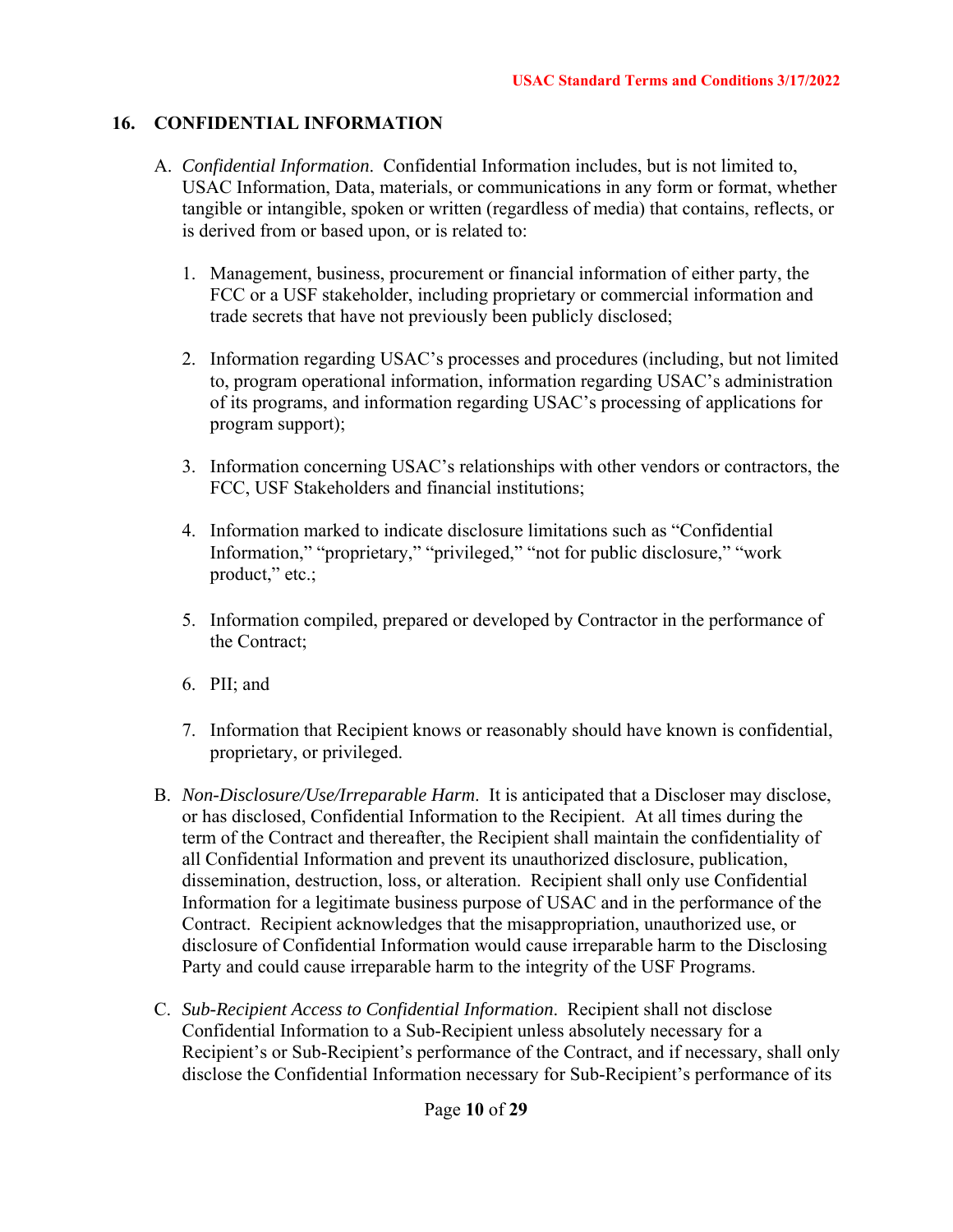## 16. CONFIDENTIAL INFORMATION

A. *Confidential Information*. Confidential Information includes, but is not limited to, USAC Information, Data, materials, or communications in any form or format, whether tangible or intangible, spoken or written (regardless of media) that contains, reflects, or is derived from or based upon, or is related to:

   1. Management, business, procurement or financial information of either party, the FCC or a USF stakeholder, including proprietary or commercial information and trade secrets that have not previously been publicly disclosed;

   2. Information regarding USAC's processes and procedures (including, but not limited to, program operational information, information regarding USAC's administration of its programs, and information regarding USAC's processing of applications for program support);

   3. Information concerning USAC's relationships with other vendors or contractors, the FCC, USF Stakeholders and financial institutions;

   4. Information marked to indicate disclosure limitations such as "Confidential Information," "proprietary," "privileged," "not for public disclosure," "work product," etc.;

   5. Information compiled, prepared or developed by Contractor in the performance of the Contract;

   6. PII; and

   7. Information that Recipient knows or reasonably should have known is confidential, proprietary, or privileged.

B. *Non-Disclosure/Use/Irreparable Harm*. It is anticipated that a Discloser may disclose, or has disclosed, Confidential Information to the Recipient. At all times during the term of the Contract and thereafter, the Recipient shall maintain the confidentiality of all Confidential Information and prevent its unauthorized disclosure, publication, dissemination, destruction, loss, or alteration. Recipient shall only use Confidential Information for a legitimate business purpose of USAC and in the performance of the Contract. Recipient acknowledges that the misappropriation, unauthorized use, or disclosure of Confidential Information would cause irreparable harm to the Disclosing Party and could cause irreparable harm to the integrity of the USF Programs.

C. *Sub-Recipient Access to Confidential Information*. Recipient shall not disclose Confidential Information to a Sub-Recipient unless absolutely necessary for a Recipient's or Sub-Recipient's performance of the Contract, and if necessary, shall only disclose the Confidential Information necessary for Sub-Recipient's performance of its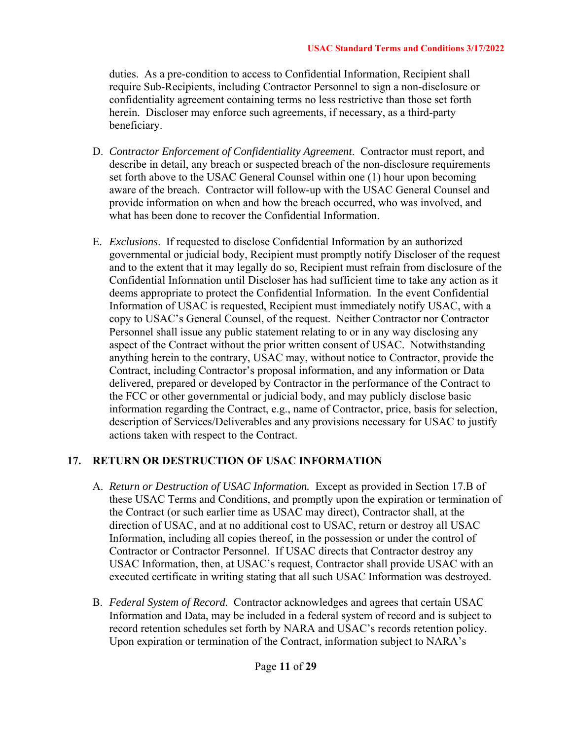duties. As a pre-condition to access to Confidential Information, Recipient shall require Sub-Recipients, including Contractor Personnel to sign a non-disclosure or confidentiality agreement containing terms no less restrictive than those set forth herein. Discloser may enforce such agreements, if necessary, as a third-party beneficiary.

D. *Contractor Enforcement of Confidentiality Agreement*. Contractor must report, and describe in detail, any breach or suspected breach of the non-disclosure requirements set forth above to the USAC General Counsel within one (1) hour upon becoming aware of the breach. Contractor will follow-up with the USAC General Counsel and provide information on when and how the breach occurred, who was involved, and what has been done to recover the Confidential Information.

E. *Exclusions*. If requested to disclose Confidential Information by an authorized governmental or judicial body, Recipient must promptly notify Discloser of the request and to the extent that it may legally do so, Recipient must refrain from disclosure of the Confidential Information until Discloser has had sufficient time to take any action as it deems appropriate to protect the Confidential Information. In the event Confidential Information of USAC is requested, Recipient must immediately notify USAC, with a copy to USAC's General Counsel, of the request. Neither Contractor nor Contractor Personnel shall issue any public statement relating to or in any way disclosing any aspect of the Contract without the prior written consent of USAC. Notwithstanding anything herein to the contrary, USAC may, without notice to Contractor, provide the Contract, including Contractor's proposal information, and any information or Data delivered, prepared or developed by Contractor in the performance of the Contract to the FCC or other governmental or judicial body, and may publicly disclose basic information regarding the Contract, e.g., name of Contractor, price, basis for selection, description of Services/Deliverables and any provisions necessary for USAC to justify actions taken with respect to the Contract.

## 17. RETURN OR DESTRUCTION OF USAC INFORMATION

A. *Return or Destruction of USAC Information.* Except as provided in Section 17.B of these USAC Terms and Conditions, and promptly upon the expiration or termination of the Contract (or such earlier time as USAC may direct), Contractor shall, at the direction of USAC, and at no additional cost to USAC, return or destroy all USAC Information, including all copies thereof, in the possession or under the control of Contractor or Contractor Personnel. If USAC directs that Contractor destroy any USAC Information, then, at USAC's request, Contractor shall provide USAC with an executed certificate in writing stating that all such USAC Information was destroyed.

B. *Federal System of Record.* Contractor acknowledges and agrees that certain USAC Information and Data, may be included in a federal system of record and is subject to record retention schedules set forth by NARA and USAC's records retention policy. Upon expiration or termination of the Contract, information subject to NARA's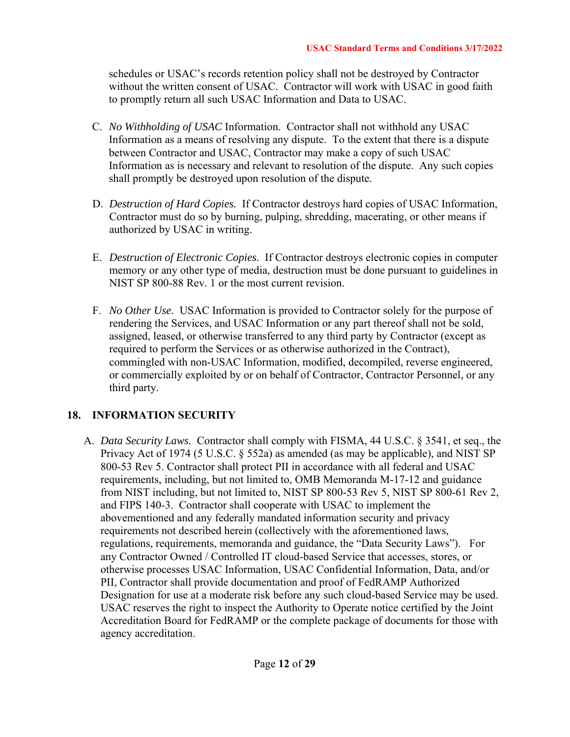schedules or USAC's records retention policy shall not be destroyed by Contractor without the written consent of USAC. Contractor will work with USAC in good faith to promptly return all such USAC Information and Data to USAC.

C. *No Withholding of USAC* Information. Contractor shall not withhold any USAC Information as a means of resolving any dispute. To the extent that there is a dispute between Contractor and USAC, Contractor may make a copy of such USAC Information as is necessary and relevant to resolution of the dispute. Any such copies shall promptly be destroyed upon resolution of the dispute.

D. *Destruction of Hard Copies.* If Contractor destroys hard copies of USAC Information, Contractor must do so by burning, pulping, shredding, macerating, or other means if authorized by USAC in writing.

E. *Destruction of Electronic Copies.* If Contractor destroys electronic copies in computer memory or any other type of media, destruction must be done pursuant to guidelines in NIST SP 800-88 Rev. 1 or the most current revision.

F. *No Other Use.* USAC Information is provided to Contractor solely for the purpose of rendering the Services, and USAC Information or any part thereof shall not be sold, assigned, leased, or otherwise transferred to any third party by Contractor (except as required to perform the Services or as otherwise authorized in the Contract), commingled with non-USAC Information, modified, decompiled, reverse engineered, or commercially exploited by or on behalf of Contractor, Contractor Personnel, or any third party.

## 18. INFORMATION SECURITY

A. *Data Security Laws.* Contractor shall comply with FISMA, 44 U.S.C. § 3541, et seq., the Privacy Act of 1974 (5 U.S.C. § 552a) as amended (as may be applicable), and NIST SP 800-53 Rev 5. Contractor shall protect PII in accordance with all federal and USAC requirements, including, but not limited to, OMB Memoranda M-17-12 and guidance from NIST including, but not limited to, NIST SP 800-53 Rev 5, NIST SP 800-61 Rev 2, and FIPS 140-3. Contractor shall cooperate with USAC to implement the abovementioned and any federally mandated information security and privacy requirements not described herein (collectively with the aforementioned laws, regulations, requirements, memoranda and guidance, the "Data Security Laws"). For any Contractor Owned / Controlled IT cloud-based Service that accesses, stores, or otherwise processes USAC Information, USAC Confidential Information, Data, and/or PII, Contractor shall provide documentation and proof of FedRAMP Authorized Designation for use at a moderate risk before any such cloud-based Service may be used. USAC reserves the right to inspect the Authority to Operate notice certified by the Joint Accreditation Board for FedRAMP or the complete package of documents for those with agency accreditation.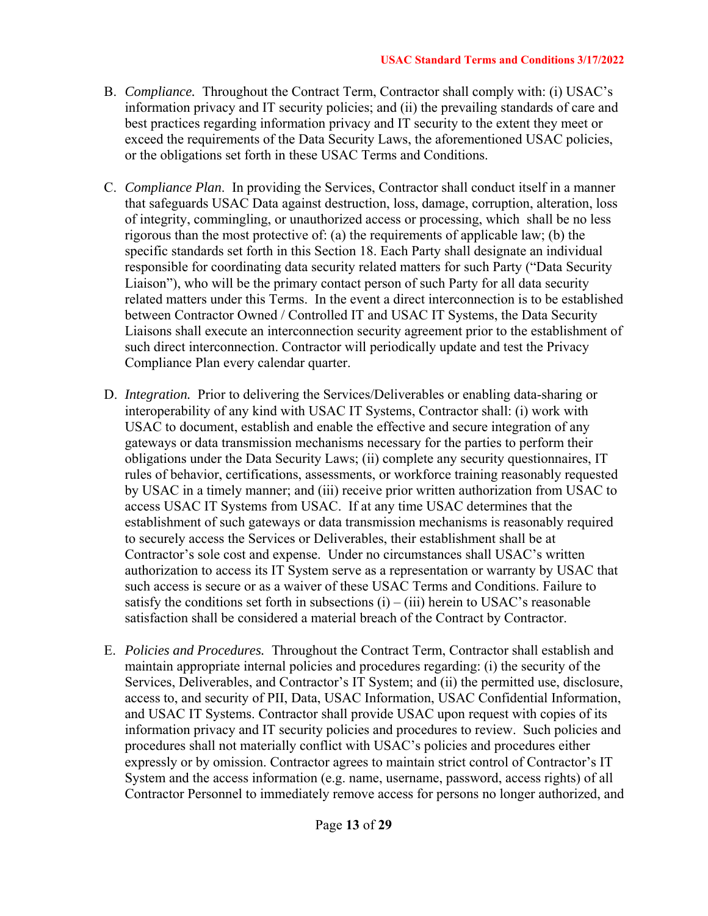B. *Compliance.* Throughout the Contract Term, Contractor shall comply with: (i) USAC's information privacy and IT security policies; and (ii) the prevailing standards of care and best practices regarding information privacy and IT security to the extent they meet or exceed the requirements of the Data Security Laws, the aforementioned USAC policies, or the obligations set forth in these USAC Terms and Conditions.

C. *Compliance Plan*. In providing the Services, Contractor shall conduct itself in a manner that safeguards USAC Data against destruction, loss, damage, corruption, alteration, loss of integrity, commingling, or unauthorized access or processing, which shall be no less rigorous than the most protective of: (a) the requirements of applicable law; (b) the specific standards set forth in this Section 18. Each Party shall designate an individual responsible for coordinating data security related matters for such Party ("Data Security Liaison"), who will be the primary contact person of such Party for all data security related matters under this Terms. In the event a direct interconnection is to be established between Contractor Owned / Controlled IT and USAC IT Systems, the Data Security Liaisons shall execute an interconnection security agreement prior to the establishment of such direct interconnection. Contractor will periodically update and test the Privacy Compliance Plan every calendar quarter.

D. *Integration.* Prior to delivering the Services/Deliverables or enabling data-sharing or interoperability of any kind with USAC IT Systems, Contractor shall: (i) work with USAC to document, establish and enable the effective and secure integration of any gateways or data transmission mechanisms necessary for the parties to perform their obligations under the Data Security Laws; (ii) complete any security questionnaires, IT rules of behavior, certifications, assessments, or workforce training reasonably requested by USAC in a timely manner; and (iii) receive prior written authorization from USAC to access USAC IT Systems from USAC. If at any time USAC determines that the establishment of such gateways or data transmission mechanisms is reasonably required to securely access the Services or Deliverables, their establishment shall be at Contractor's sole cost and expense. Under no circumstances shall USAC's written authorization to access its IT System serve as a representation or warranty by USAC that such access is secure or as a waiver of these USAC Terms and Conditions. Failure to satisfy the conditions set forth in subsections (i) – (iii) herein to USAC's reasonable satisfaction shall be considered a material breach of the Contract by Contractor.

E. *Policies and Procedures.* Throughout the Contract Term, Contractor shall establish and maintain appropriate internal policies and procedures regarding: (i) the security of the Services, Deliverables, and Contractor's IT System; and (ii) the permitted use, disclosure, access to, and security of PII, Data, USAC Information, USAC Confidential Information, and USAC IT Systems. Contractor shall provide USAC upon request with copies of its information privacy and IT security policies and procedures to review. Such policies and procedures shall not materially conflict with USAC's policies and procedures either expressly or by omission. Contractor agrees to maintain strict control of Contractor's IT System and the access information (e.g. name, username, password, access rights) of all Contractor Personnel to immediately remove access for persons no longer authorized, and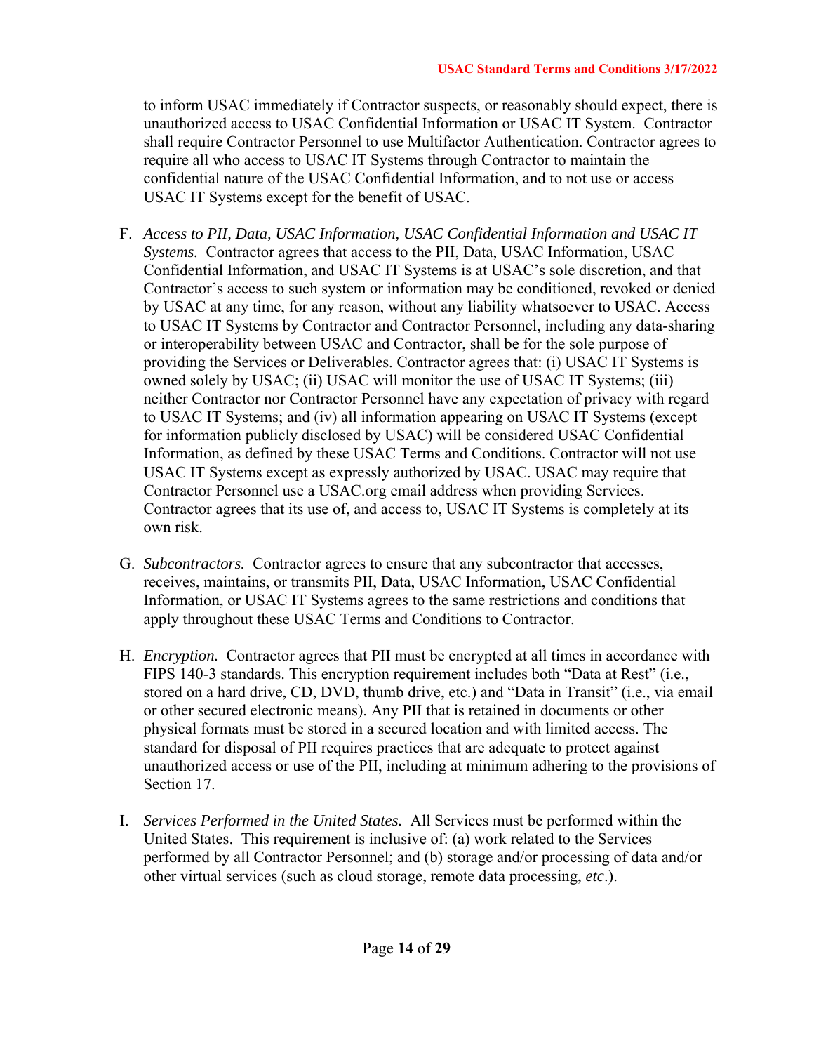to inform USAC immediately if Contractor suspects, or reasonably should expect, there is unauthorized access to USAC Confidential Information or USAC IT System. Contractor shall require Contractor Personnel to use Multifactor Authentication. Contractor agrees to require all who access to USAC IT Systems through Contractor to maintain the confidential nature of the USAC Confidential Information, and to not use or access USAC IT Systems except for the benefit of USAC.

F. *Access to PII, Data, USAC Information, USAC Confidential Information and USAC IT Systems.* Contractor agrees that access to the PII, Data, USAC Information, USAC Confidential Information, and USAC IT Systems is at USAC's sole discretion, and that Contractor's access to such system or information may be conditioned, revoked or denied by USAC at any time, for any reason, without any liability whatsoever to USAC. Access to USAC IT Systems by Contractor and Contractor Personnel, including any data-sharing or interoperability between USAC and Contractor, shall be for the sole purpose of providing the Services or Deliverables. Contractor agrees that: (i) USAC IT Systems is owned solely by USAC; (ii) USAC will monitor the use of USAC IT Systems; (iii) neither Contractor nor Contractor Personnel have any expectation of privacy with regard to USAC IT Systems; and (iv) all information appearing on USAC IT Systems (except for information publicly disclosed by USAC) will be considered USAC Confidential Information, as defined by these USAC Terms and Conditions. Contractor will not use USAC IT Systems except as expressly authorized by USAC. USAC may require that Contractor Personnel use a USAC.org email address when providing Services. Contractor agrees that its use of, and access to, USAC IT Systems is completely at its own risk.

G. *Subcontractors.* Contractor agrees to ensure that any subcontractor that accesses, receives, maintains, or transmits PII, Data, USAC Information, USAC Confidential Information, or USAC IT Systems agrees to the same restrictions and conditions that apply throughout these USAC Terms and Conditions to Contractor.

H. *Encryption.* Contractor agrees that PII must be encrypted at all times in accordance with FIPS 140-3 standards. This encryption requirement includes both "Data at Rest" (i.e., stored on a hard drive, CD, DVD, thumb drive, etc.) and "Data in Transit" (i.e., via email or other secured electronic means). Any PII that is retained in documents or other physical formats must be stored in a secured location and with limited access. The standard for disposal of PII requires practices that are adequate to protect against unauthorized access or use of the PII, including at minimum adhering to the provisions of Section 17.

I. *Services Performed in the United States.* All Services must be performed within the United States. This requirement is inclusive of: (a) work related to the Services performed by all Contractor Personnel; and (b) storage and/or processing of data and/or other virtual services (such as cloud storage, remote data processing, *etc*.).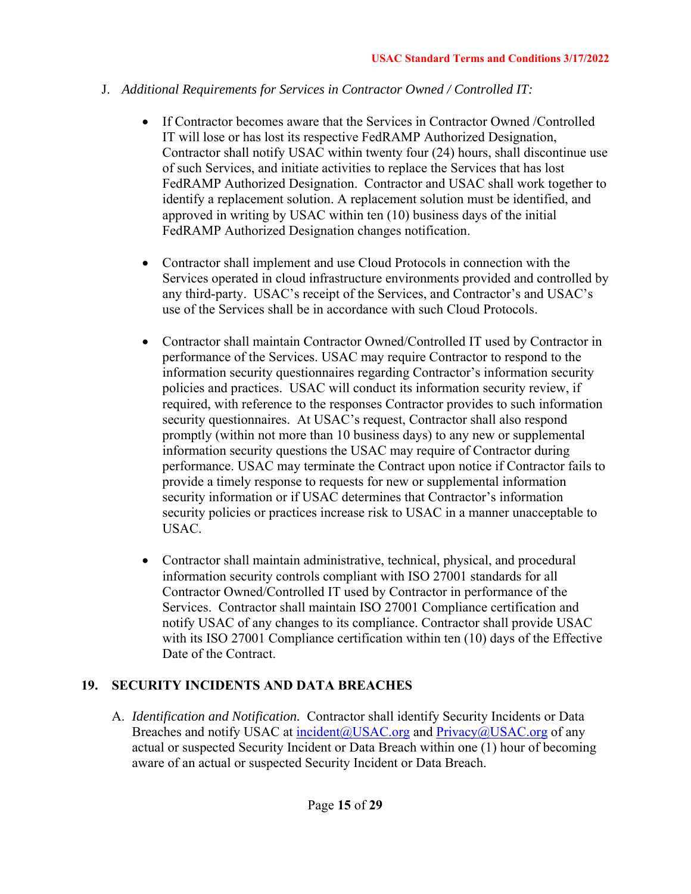J. *Additional Requirements for Services in Contractor Owned / Controlled IT:*

- If Contractor becomes aware that the Services in Contractor Owned /Controlled IT will lose or has lost its respective FedRAMP Authorized Designation, Contractor shall notify USAC within twenty four (24) hours, shall discontinue use of such Services, and initiate activities to replace the Services that has lost FedRAMP Authorized Designation. Contractor and USAC shall work together to identify a replacement solution. A replacement solution must be identified, and approved in writing by USAC within ten (10) business days of the initial FedRAMP Authorized Designation changes notification.

- Contractor shall implement and use Cloud Protocols in connection with the Services operated in cloud infrastructure environments provided and controlled by any third-party. USAC's receipt of the Services, and Contractor's and USAC's use of the Services shall be in accordance with such Cloud Protocols.

- Contractor shall maintain Contractor Owned/Controlled IT used by Contractor in performance of the Services. USAC may require Contractor to respond to the information security questionnaires regarding Contractor's information security policies and practices. USAC will conduct its information security review, if required, with reference to the responses Contractor provides to such information security questionnaires. At USAC's request, Contractor shall also respond promptly (within not more than 10 business days) to any new or supplemental information security questions the USAC may require of Contractor during performance. USAC may terminate the Contract upon notice if Contractor fails to provide a timely response to requests for new or supplemental information security information or if USAC determines that Contractor's information security policies or practices increase risk to USAC in a manner unacceptable to USAC.

- Contractor shall maintain administrative, technical, physical, and procedural information security controls compliant with ISO 27001 standards for all Contractor Owned/Controlled IT used by Contractor in performance of the Services. Contractor shall maintain ISO 27001 Compliance certification and notify USAC of any changes to its compliance. Contractor shall provide USAC with its ISO 27001 Compliance certification within ten (10) days of the Effective Date of the Contract.

## 19. SECURITY INCIDENTS AND DATA BREACHES

A. *Identification and Notification.* Contractor shall identify Security Incidents or Data Breaches and notify USAC at incident@USAC.org and Privacy@USAC.org of any actual or suspected Security Incident or Data Breach within one (1) hour of becoming aware of an actual or suspected Security Incident or Data Breach.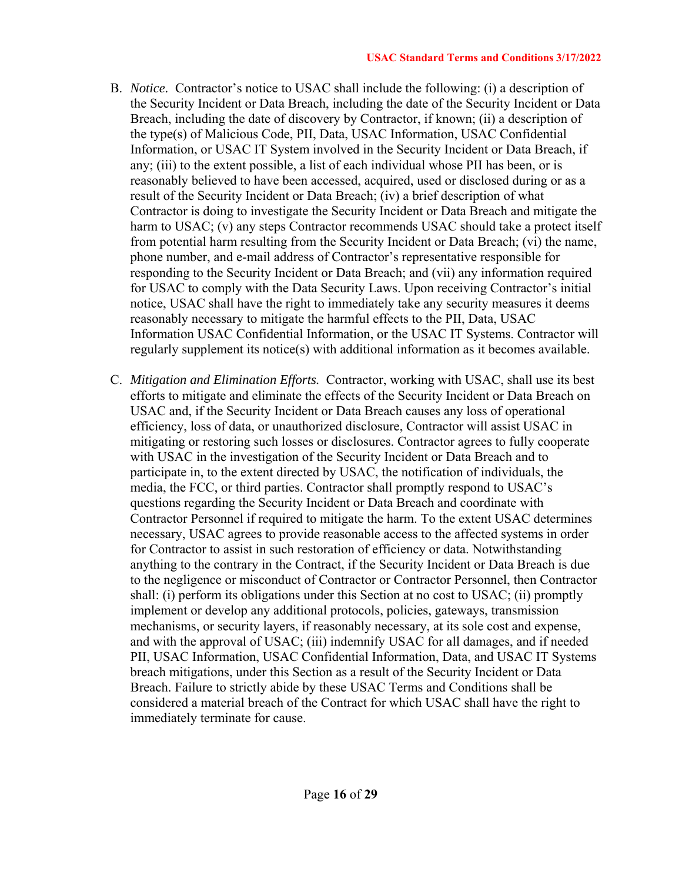B. *Notice.* Contractor's notice to USAC shall include the following: (i) a description of the Security Incident or Data Breach, including the date of the Security Incident or Data Breach, including the date of discovery by Contractor, if known; (ii) a description of the type(s) of Malicious Code, PII, Data, USAC Information, USAC Confidential Information, or USAC IT System involved in the Security Incident or Data Breach, if any; (iii) to the extent possible, a list of each individual whose PII has been, or is reasonably believed to have been accessed, acquired, used or disclosed during or as a result of the Security Incident or Data Breach; (iv) a brief description of what Contractor is doing to investigate the Security Incident or Data Breach and mitigate the harm to USAC; (v) any steps Contractor recommends USAC should take a protect itself from potential harm resulting from the Security Incident or Data Breach; (vi) the name, phone number, and e-mail address of Contractor's representative responsible for responding to the Security Incident or Data Breach; and (vii) any information required for USAC to comply with the Data Security Laws. Upon receiving Contractor's initial notice, USAC shall have the right to immediately take any security measures it deems reasonably necessary to mitigate the harmful effects to the PII, Data, USAC Information USAC Confidential Information, or the USAC IT Systems. Contractor will regularly supplement its notice(s) with additional information as it becomes available.

C. *Mitigation and Elimination Efforts.* Contractor, working with USAC, shall use its best efforts to mitigate and eliminate the effects of the Security Incident or Data Breach on USAC and, if the Security Incident or Data Breach causes any loss of operational efficiency, loss of data, or unauthorized disclosure, Contractor will assist USAC in mitigating or restoring such losses or disclosures. Contractor agrees to fully cooperate with USAC in the investigation of the Security Incident or Data Breach and to participate in, to the extent directed by USAC, the notification of individuals, the media, the FCC, or third parties. Contractor shall promptly respond to USAC's questions regarding the Security Incident or Data Breach and coordinate with Contractor Personnel if required to mitigate the harm. To the extent USAC determines necessary, USAC agrees to provide reasonable access to the affected systems in order for Contractor to assist in such restoration of efficiency or data. Notwithstanding anything to the contrary in the Contract, if the Security Incident or Data Breach is due to the negligence or misconduct of Contractor or Contractor Personnel, then Contractor shall: (i) perform its obligations under this Section at no cost to USAC; (ii) promptly implement or develop any additional protocols, policies, gateways, transmission mechanisms, or security layers, if reasonably necessary, at its sole cost and expense, and with the approval of USAC; (iii) indemnify USAC for all damages, and if needed PII, USAC Information, USAC Confidential Information, Data, and USAC IT Systems breach mitigations, under this Section as a result of the Security Incident or Data Breach. Failure to strictly abide by these USAC Terms and Conditions shall be considered a material breach of the Contract for which USAC shall have the right to immediately terminate for cause.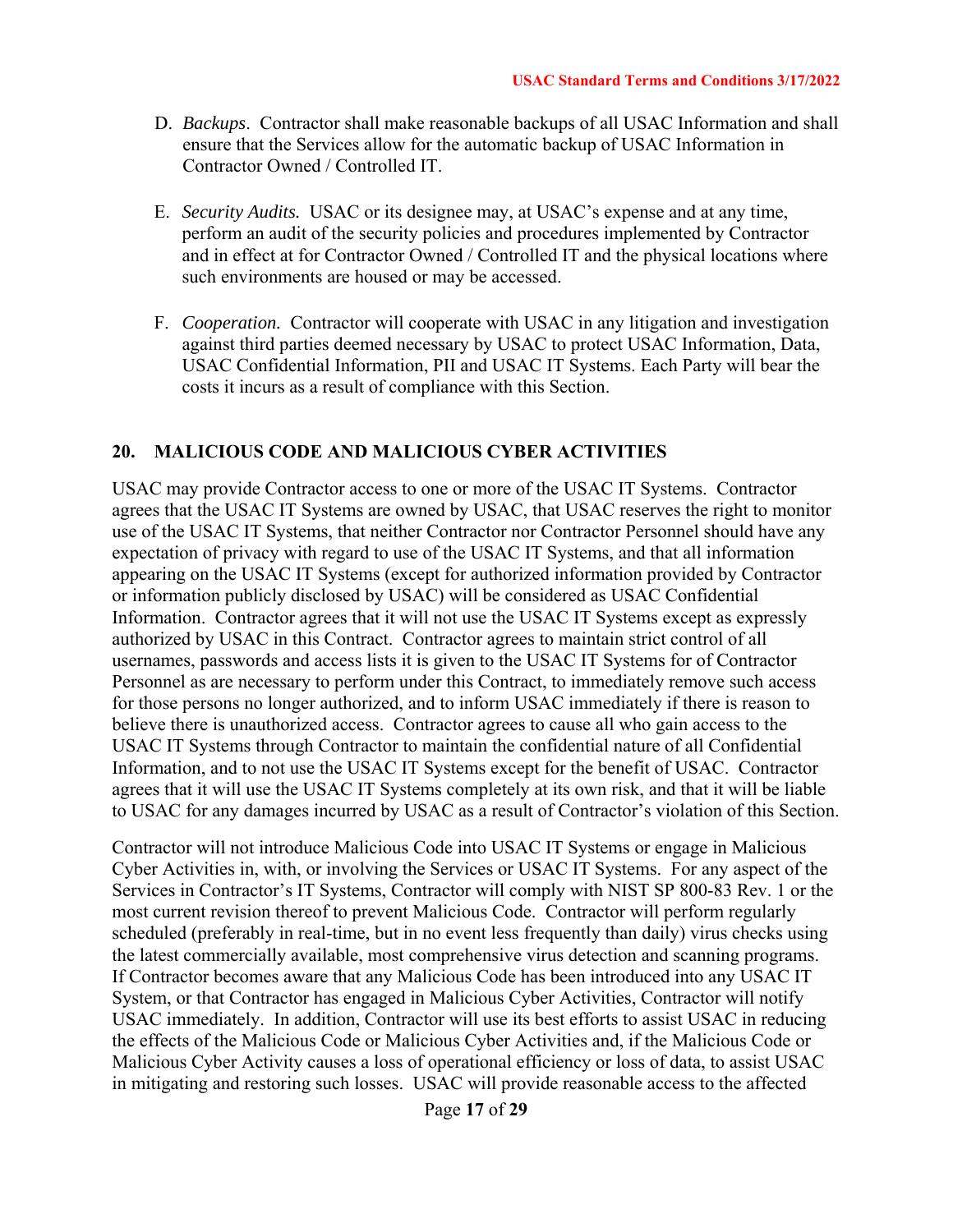D. *Backups*. Contractor shall make reasonable backups of all USAC Information and shall ensure that the Services allow for the automatic backup of USAC Information in Contractor Owned / Controlled IT.

E. *Security Audits.* USAC or its designee may, at USAC's expense and at any time, perform an audit of the security policies and procedures implemented by Contractor and in effect at for Contractor Owned / Controlled IT and the physical locations where such environments are housed or may be accessed.

F. *Cooperation.* Contractor will cooperate with USAC in any litigation and investigation against third parties deemed necessary by USAC to protect USAC Information, Data, USAC Confidential Information, PII and USAC IT Systems. Each Party will bear the costs it incurs as a result of compliance with this Section.

## 20. MALICIOUS CODE AND MALICIOUS CYBER ACTIVITIES

USAC may provide Contractor access to one or more of the USAC IT Systems. Contractor agrees that the USAC IT Systems are owned by USAC, that USAC reserves the right to monitor use of the USAC IT Systems, that neither Contractor nor Contractor Personnel should have any expectation of privacy with regard to use of the USAC IT Systems, and that all information appearing on the USAC IT Systems (except for authorized information provided by Contractor or information publicly disclosed by USAC) will be considered as USAC Confidential Information. Contractor agrees that it will not use the USAC IT Systems except as expressly authorized by USAC in this Contract. Contractor agrees to maintain strict control of all usernames, passwords and access lists it is given to the USAC IT Systems for of Contractor Personnel as are necessary to perform under this Contract, to immediately remove such access for those persons no longer authorized, and to inform USAC immediately if there is reason to believe there is unauthorized access. Contractor agrees to cause all who gain access to the USAC IT Systems through Contractor to maintain the confidential nature of all Confidential Information, and to not use the USAC IT Systems except for the benefit of USAC. Contractor agrees that it will use the USAC IT Systems completely at its own risk, and that it will be liable to USAC for any damages incurred by USAC as a result of Contractor's violation of this Section.

Contractor will not introduce Malicious Code into USAC IT Systems or engage in Malicious Cyber Activities in, with, or involving the Services or USAC IT Systems. For any aspect of the Services in Contractor's IT Systems, Contractor will comply with NIST SP 800-83 Rev. 1 or the most current revision thereof to prevent Malicious Code. Contractor will perform regularly scheduled (preferably in real-time, but in no event less frequently than daily) virus checks using the latest commercially available, most comprehensive virus detection and scanning programs. If Contractor becomes aware that any Malicious Code has been introduced into any USAC IT System, or that Contractor has engaged in Malicious Cyber Activities, Contractor will notify USAC immediately. In addition, Contractor will use its best efforts to assist USAC in reducing the effects of the Malicious Code or Malicious Cyber Activities and, if the Malicious Code or Malicious Cyber Activity causes a loss of operational efficiency or loss of data, to assist USAC in mitigating and restoring such losses. USAC will provide reasonable access to the affected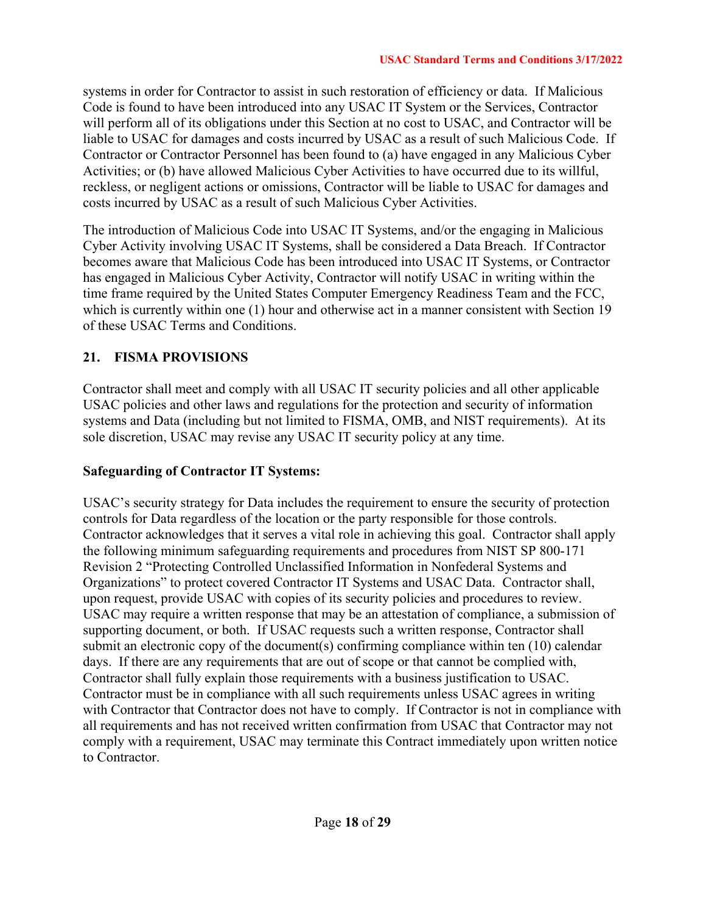systems in order for Contractor to assist in such restoration of efficiency or data. If Malicious Code is found to have been introduced into any USAC IT System or the Services, Contractor will perform all of its obligations under this Section at no cost to USAC, and Contractor will be liable to USAC for damages and costs incurred by USAC as a result of such Malicious Code. If Contractor or Contractor Personnel has been found to (a) have engaged in any Malicious Cyber Activities; or (b) have allowed Malicious Cyber Activities to have occurred due to its willful, reckless, or negligent actions or omissions, Contractor will be liable to USAC for damages and costs incurred by USAC as a result of such Malicious Cyber Activities.

The introduction of Malicious Code into USAC IT Systems, and/or the engaging in Malicious Cyber Activity involving USAC IT Systems, shall be considered a Data Breach. If Contractor becomes aware that Malicious Code has been introduced into USAC IT Systems, or Contractor has engaged in Malicious Cyber Activity, Contractor will notify USAC in writing within the time frame required by the United States Computer Emergency Readiness Team and the FCC, which is currently within one (1) hour and otherwise act in a manner consistent with Section 19 of these USAC Terms and Conditions.

## 21. FISMA PROVISIONS

Contractor shall meet and comply with all USAC IT security policies and all other applicable USAC policies and other laws and regulations for the protection and security of information systems and Data (including but not limited to FISMA, OMB, and NIST requirements). At its sole discretion, USAC may revise any USAC IT security policy at any time.

**Safeguarding of Contractor IT Systems:**

USAC's security strategy for Data includes the requirement to ensure the security of protection controls for Data regardless of the location or the party responsible for those controls. Contractor acknowledges that it serves a vital role in achieving this goal. Contractor shall apply the following minimum safeguarding requirements and procedures from NIST SP 800-171 Revision 2 "Protecting Controlled Unclassified Information in Nonfederal Systems and Organizations" to protect covered Contractor IT Systems and USAC Data. Contractor shall, upon request, provide USAC with copies of its security policies and procedures to review. USAC may require a written response that may be an attestation of compliance, a submission of supporting document, or both. If USAC requests such a written response, Contractor shall submit an electronic copy of the document(s) confirming compliance within ten (10) calendar days. If there are any requirements that are out of scope or that cannot be complied with, Contractor shall fully explain those requirements with a business justification to USAC. Contractor must be in compliance with all such requirements unless USAC agrees in writing with Contractor that Contractor does not have to comply. If Contractor is not in compliance with all requirements and has not received written confirmation from USAC that Contractor may not comply with a requirement, USAC may terminate this Contract immediately upon written notice to Contractor.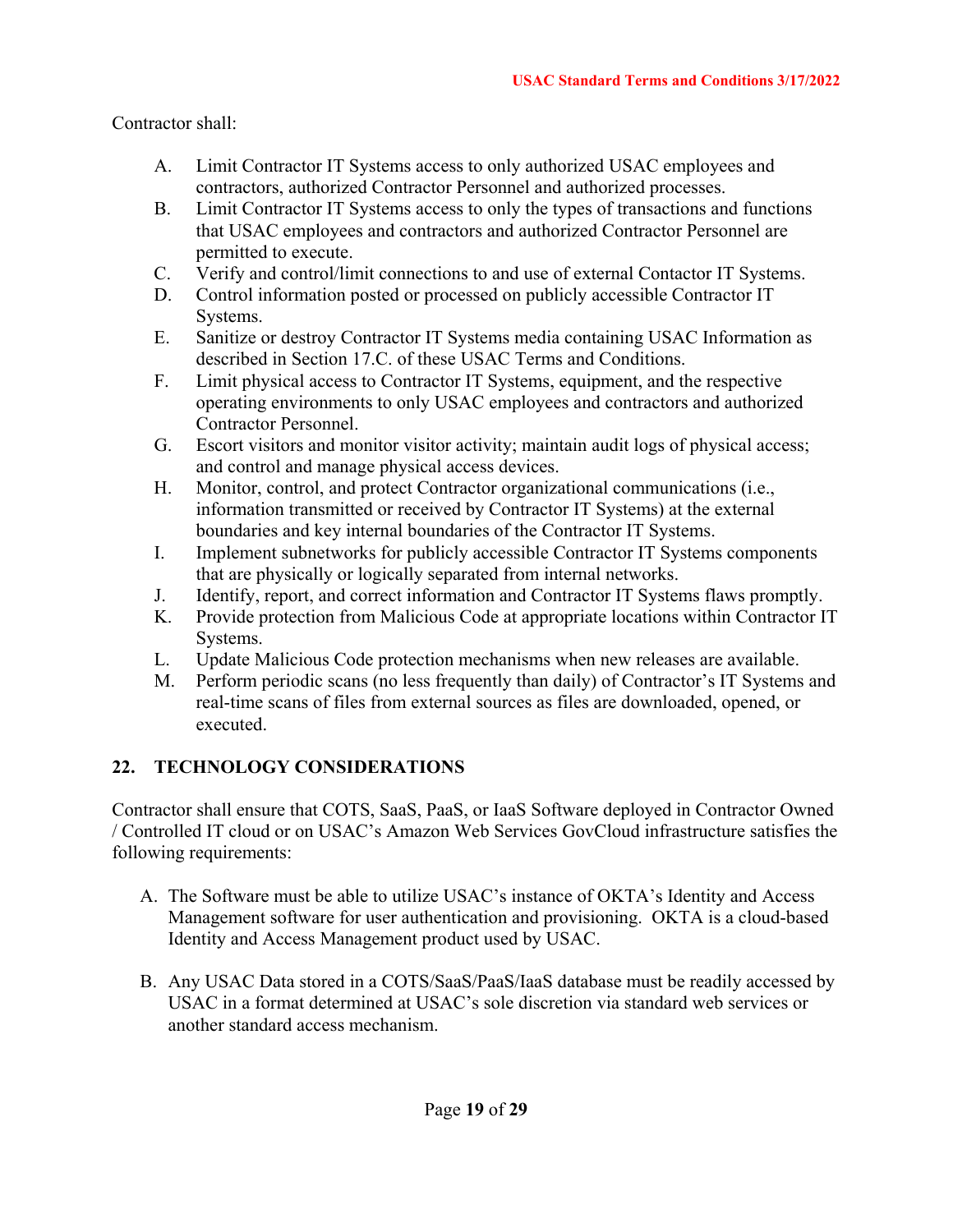Contractor shall:

A. Limit Contractor IT Systems access to only authorized USAC employees and contractors, authorized Contractor Personnel and authorized processes.
B. Limit Contractor IT Systems access to only the types of transactions and functions that USAC employees and contractors and authorized Contractor Personnel are permitted to execute.
C. Verify and control/limit connections to and use of external Contactor IT Systems.
D. Control information posted or processed on publicly accessible Contractor IT Systems.
E. Sanitize or destroy Contractor IT Systems media containing USAC Information as described in Section 17.C. of these USAC Terms and Conditions.
F. Limit physical access to Contractor IT Systems, equipment, and the respective operating environments to only USAC employees and contractors and authorized Contractor Personnel.
G. Escort visitors and monitor visitor activity; maintain audit logs of physical access; and control and manage physical access devices.
H. Monitor, control, and protect Contractor organizational communications (i.e., information transmitted or received by Contractor IT Systems) at the external boundaries and key internal boundaries of the Contractor IT Systems.
I. Implement subnetworks for publicly accessible Contractor IT Systems components that are physically or logically separated from internal networks.
J. Identify, report, and correct information and Contractor IT Systems flaws promptly.
K. Provide protection from Malicious Code at appropriate locations within Contractor IT Systems.
L. Update Malicious Code protection mechanisms when new releases are available.
M. Perform periodic scans (no less frequently than daily) of Contractor's IT Systems and real-time scans of files from external sources as files are downloaded, opened, or executed.

## 22. TECHNOLOGY CONSIDERATIONS

Contractor shall ensure that COTS, SaaS, PaaS, or IaaS Software deployed in Contractor Owned / Controlled IT cloud or on USAC's Amazon Web Services GovCloud infrastructure satisfies the following requirements:

A. The Software must be able to utilize USAC's instance of OKTA's Identity and Access Management software for user authentication and provisioning. OKTA is a cloud-based Identity and Access Management product used by USAC.

B. Any USAC Data stored in a COTS/SaaS/PaaS/IaaS database must be readily accessed by USAC in a format determined at USAC's sole discretion via standard web services or another standard access mechanism.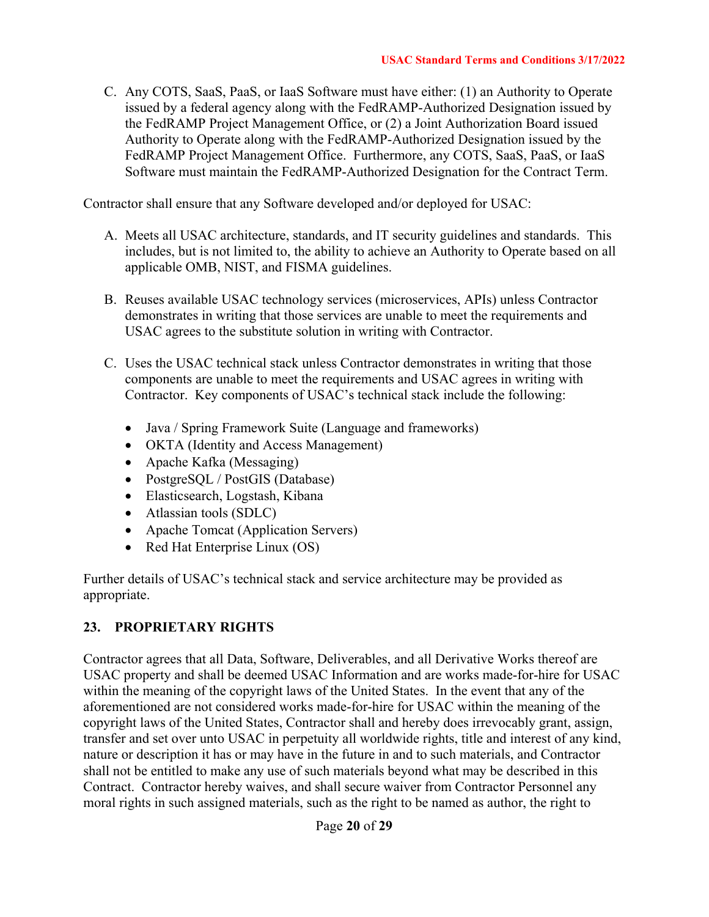C. Any COTS, SaaS, PaaS, or IaaS Software must have either: (1) an Authority to Operate issued by a federal agency along with the FedRAMP-Authorized Designation issued by the FedRAMP Project Management Office, or (2) a Joint Authorization Board issued Authority to Operate along with the FedRAMP-Authorized Designation issued by the FedRAMP Project Management Office. Furthermore, any COTS, SaaS, PaaS, or IaaS Software must maintain the FedRAMP-Authorized Designation for the Contract Term.

Contractor shall ensure that any Software developed and/or deployed for USAC:

A. Meets all USAC architecture, standards, and IT security guidelines and standards. This includes, but is not limited to, the ability to achieve an Authority to Operate based on all applicable OMB, NIST, and FISMA guidelines.

B. Reuses available USAC technology services (microservices, APIs) unless Contractor demonstrates in writing that those services are unable to meet the requirements and USAC agrees to the substitute solution in writing with Contractor.

C. Uses the USAC technical stack unless Contractor demonstrates in writing that those components are unable to meet the requirements and USAC agrees in writing with Contractor. Key components of USAC's technical stack include the following:

- Java / Spring Framework Suite (Language and frameworks)
- OKTA (Identity and Access Management)
- Apache Kafka (Messaging)
- PostgreSQL / PostGIS (Database)
- Elasticsearch, Logstash, Kibana
- Atlassian tools (SDLC)
- Apache Tomcat (Application Servers)
- Red Hat Enterprise Linux (OS)

Further details of USAC's technical stack and service architecture may be provided as appropriate.

## 23. PROPRIETARY RIGHTS

Contractor agrees that all Data, Software, Deliverables, and all Derivative Works thereof are USAC property and shall be deemed USAC Information and are works made-for-hire for USAC within the meaning of the copyright laws of the United States. In the event that any of the aforementioned are not considered works made-for-hire for USAC within the meaning of the copyright laws of the United States, Contractor shall and hereby does irrevocably grant, assign, transfer and set over unto USAC in perpetuity all worldwide rights, title and interest of any kind, nature or description it has or may have in the future in and to such materials, and Contractor shall not be entitled to make any use of such materials beyond what may be described in this Contract. Contractor hereby waives, and shall secure waiver from Contractor Personnel any moral rights in such assigned materials, such as the right to be named as author, the right to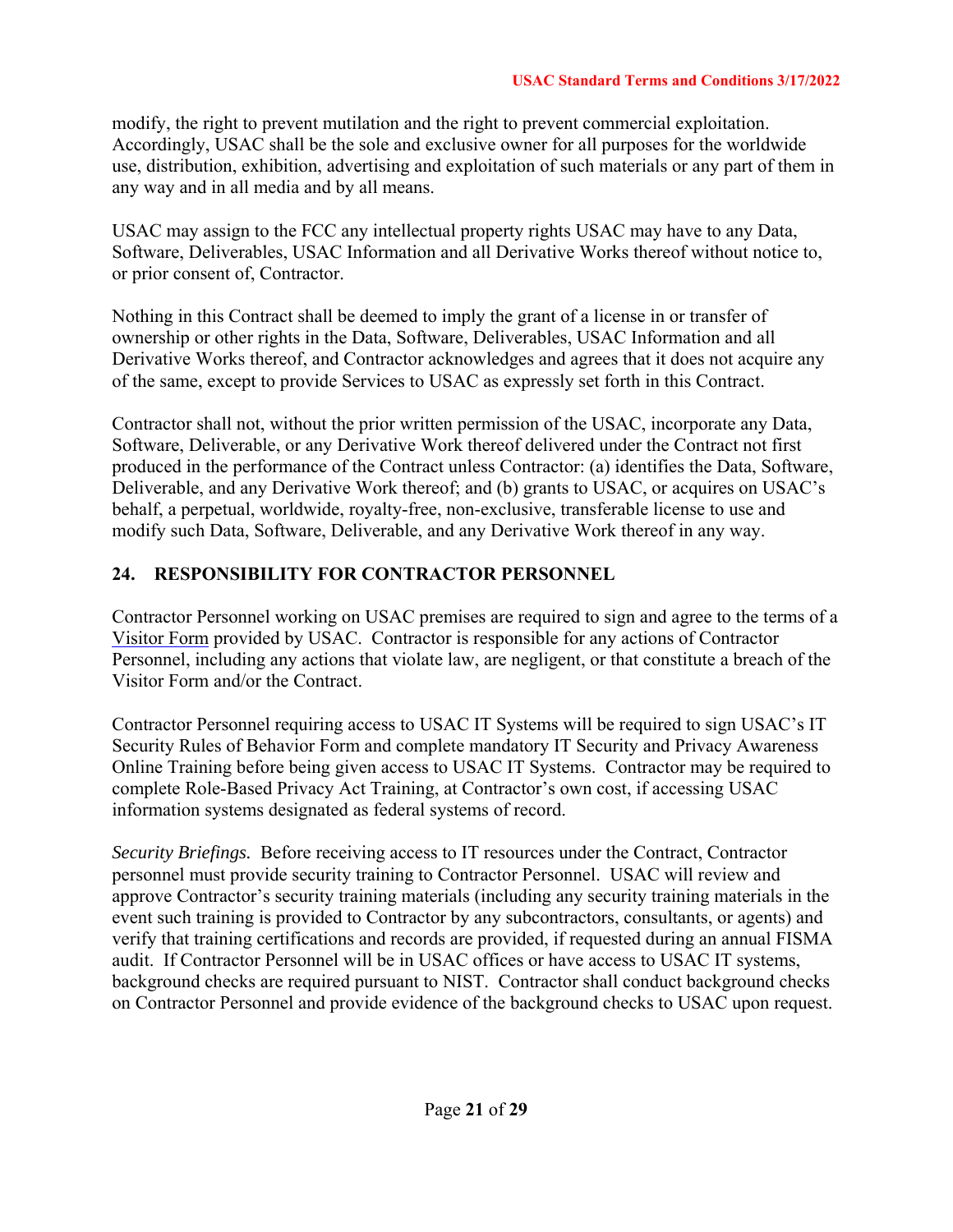modify, the right to prevent mutilation and the right to prevent commercial exploitation. Accordingly, USAC shall be the sole and exclusive owner for all purposes for the worldwide use, distribution, exhibition, advertising and exploitation of such materials or any part of them in any way and in all media and by all means.

USAC may assign to the FCC any intellectual property rights USAC may have to any Data, Software, Deliverables, USAC Information and all Derivative Works thereof without notice to, or prior consent of, Contractor.

Nothing in this Contract shall be deemed to imply the grant of a license in or transfer of ownership or other rights in the Data, Software, Deliverables, USAC Information and all Derivative Works thereof, and Contractor acknowledges and agrees that it does not acquire any of the same, except to provide Services to USAC as expressly set forth in this Contract.

Contractor shall not, without the prior written permission of the USAC, incorporate any Data, Software, Deliverable, or any Derivative Work thereof delivered under the Contract not first produced in the performance of the Contract unless Contractor: (a) identifies the Data, Software, Deliverable, and any Derivative Work thereof; and (b) grants to USAC, or acquires on USAC's behalf, a perpetual, worldwide, royalty-free, non-exclusive, transferable license to use and modify such Data, Software, Deliverable, and any Derivative Work thereof in any way.

## 24. RESPONSIBILITY FOR CONTRACTOR PERSONNEL

Contractor Personnel working on USAC premises are required to sign and agree to the terms of a Visitor Form provided by USAC. Contractor is responsible for any actions of Contractor Personnel, including any actions that violate law, are negligent, or that constitute a breach of the Visitor Form and/or the Contract.

Contractor Personnel requiring access to USAC IT Systems will be required to sign USAC's IT Security Rules of Behavior Form and complete mandatory IT Security and Privacy Awareness Online Training before being given access to USAC IT Systems. Contractor may be required to complete Role-Based Privacy Act Training, at Contractor's own cost, if accessing USAC information systems designated as federal systems of record.

*Security Briefings.* Before receiving access to IT resources under the Contract, Contractor personnel must provide security training to Contractor Personnel. USAC will review and approve Contractor's security training materials (including any security training materials in the event such training is provided to Contractor by any subcontractors, consultants, or agents) and verify that training certifications and records are provided, if requested during an annual FISMA audit. If Contractor Personnel will be in USAC offices or have access to USAC IT systems, background checks are required pursuant to NIST. Contractor shall conduct background checks on Contractor Personnel and provide evidence of the background checks to USAC upon request.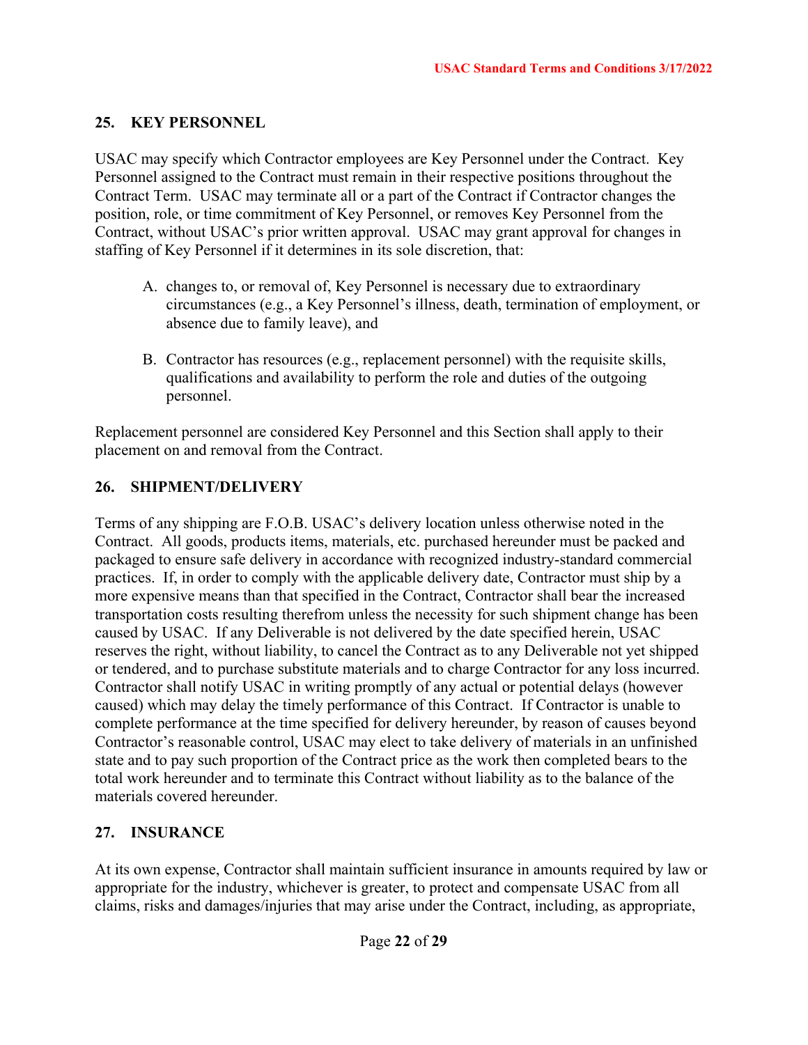## 25. KEY PERSONNEL

USAC may specify which Contractor employees are Key Personnel under the Contract. Key Personnel assigned to the Contract must remain in their respective positions throughout the Contract Term. USAC may terminate all or a part of the Contract if Contractor changes the position, role, or time commitment of Key Personnel, or removes Key Personnel from the Contract, without USAC's prior written approval. USAC may grant approval for changes in staffing of Key Personnel if it determines in its sole discretion, that:

A. changes to, or removal of, Key Personnel is necessary due to extraordinary circumstances (e.g., a Key Personnel's illness, death, termination of employment, or absence due to family leave), and

B. Contractor has resources (e.g., replacement personnel) with the requisite skills, qualifications and availability to perform the role and duties of the outgoing personnel.

Replacement personnel are considered Key Personnel and this Section shall apply to their placement on and removal from the Contract.

## 26. SHIPMENT/DELIVERY

Terms of any shipping are F.O.B. USAC's delivery location unless otherwise noted in the Contract. All goods, products items, materials, etc. purchased hereunder must be packed and packaged to ensure safe delivery in accordance with recognized industry-standard commercial practices. If, in order to comply with the applicable delivery date, Contractor must ship by a more expensive means than that specified in the Contract, Contractor shall bear the increased transportation costs resulting therefrom unless the necessity for such shipment change has been caused by USAC. If any Deliverable is not delivered by the date specified herein, USAC reserves the right, without liability, to cancel the Contract as to any Deliverable not yet shipped or tendered, and to purchase substitute materials and to charge Contractor for any loss incurred. Contractor shall notify USAC in writing promptly of any actual or potential delays (however caused) which may delay the timely performance of this Contract. If Contractor is unable to complete performance at the time specified for delivery hereunder, by reason of causes beyond Contractor's reasonable control, USAC may elect to take delivery of materials in an unfinished state and to pay such proportion of the Contract price as the work then completed bears to the total work hereunder and to terminate this Contract without liability as to the balance of the materials covered hereunder.

## 27. INSURANCE

At its own expense, Contractor shall maintain sufficient insurance in amounts required by law or appropriate for the industry, whichever is greater, to protect and compensate USAC from all claims, risks and damages/injuries that may arise under the Contract, including, as appropriate,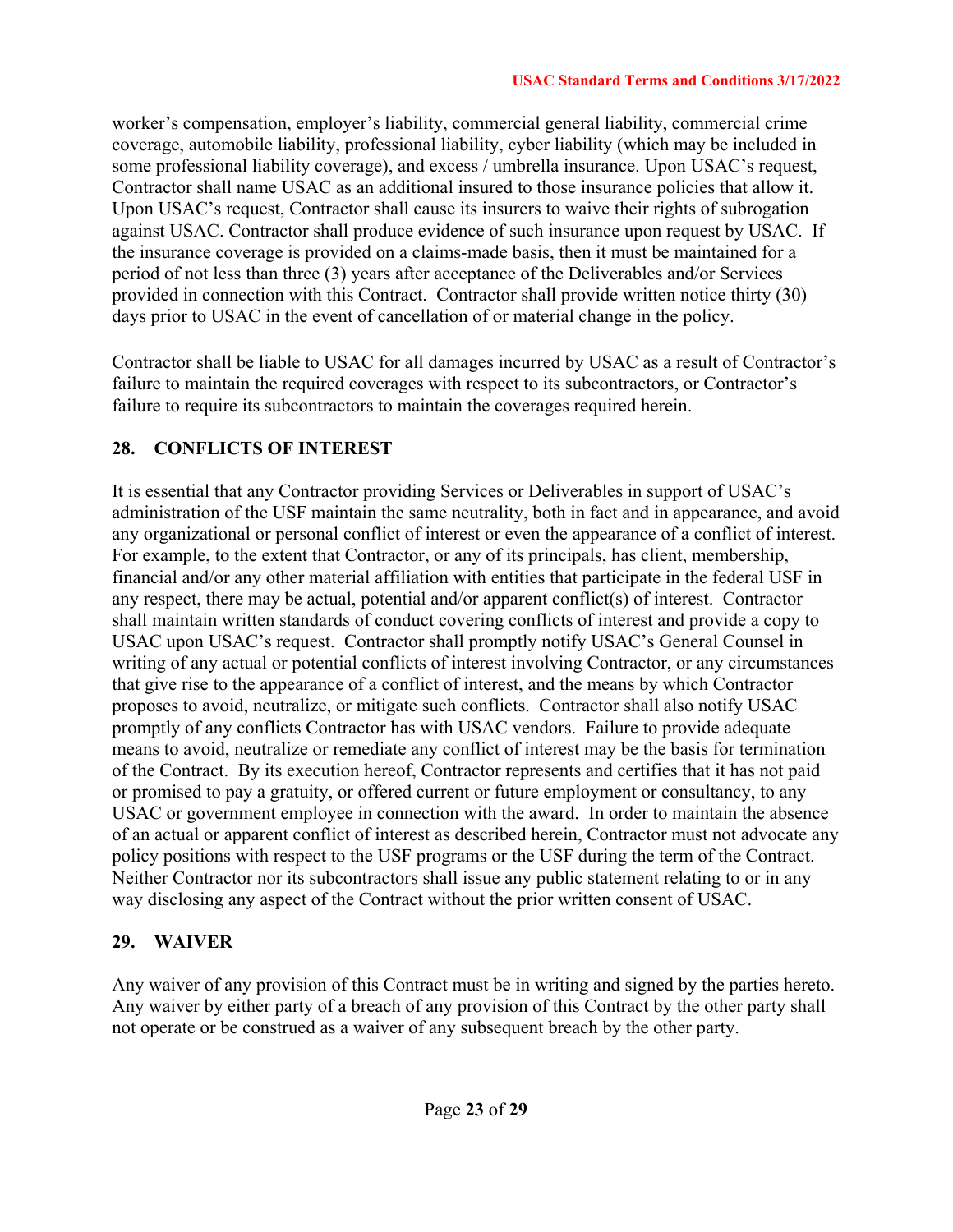worker's compensation, employer's liability, commercial general liability, commercial crime coverage, automobile liability, professional liability, cyber liability (which may be included in some professional liability coverage), and excess / umbrella insurance. Upon USAC's request, Contractor shall name USAC as an additional insured to those insurance policies that allow it. Upon USAC's request, Contractor shall cause its insurers to waive their rights of subrogation against USAC. Contractor shall produce evidence of such insurance upon request by USAC. If the insurance coverage is provided on a claims-made basis, then it must be maintained for a period of not less than three (3) years after acceptance of the Deliverables and/or Services provided in connection with this Contract. Contractor shall provide written notice thirty (30) days prior to USAC in the event of cancellation of or material change in the policy.

Contractor shall be liable to USAC for all damages incurred by USAC as a result of Contractor's failure to maintain the required coverages with respect to its subcontractors, or Contractor's failure to require its subcontractors to maintain the coverages required herein.

## 28. CONFLICTS OF INTEREST

It is essential that any Contractor providing Services or Deliverables in support of USAC's administration of the USF maintain the same neutrality, both in fact and in appearance, and avoid any organizational or personal conflict of interest or even the appearance of a conflict of interest. For example, to the extent that Contractor, or any of its principals, has client, membership, financial and/or any other material affiliation with entities that participate in the federal USF in any respect, there may be actual, potential and/or apparent conflict(s) of interest. Contractor shall maintain written standards of conduct covering conflicts of interest and provide a copy to USAC upon USAC's request. Contractor shall promptly notify USAC's General Counsel in writing of any actual or potential conflicts of interest involving Contractor, or any circumstances that give rise to the appearance of a conflict of interest, and the means by which Contractor proposes to avoid, neutralize, or mitigate such conflicts. Contractor shall also notify USAC promptly of any conflicts Contractor has with USAC vendors. Failure to provide adequate means to avoid, neutralize or remediate any conflict of interest may be the basis for termination of the Contract. By its execution hereof, Contractor represents and certifies that it has not paid or promised to pay a gratuity, or offered current or future employment or consultancy, to any USAC or government employee in connection with the award. In order to maintain the absence of an actual or apparent conflict of interest as described herein, Contractor must not advocate any policy positions with respect to the USF programs or the USF during the term of the Contract. Neither Contractor nor its subcontractors shall issue any public statement relating to or in any way disclosing any aspect of the Contract without the prior written consent of USAC.

## 29. WAIVER

Any waiver of any provision of this Contract must be in writing and signed by the parties hereto. Any waiver by either party of a breach of any provision of this Contract by the other party shall not operate or be construed as a waiver of any subsequent breach by the other party.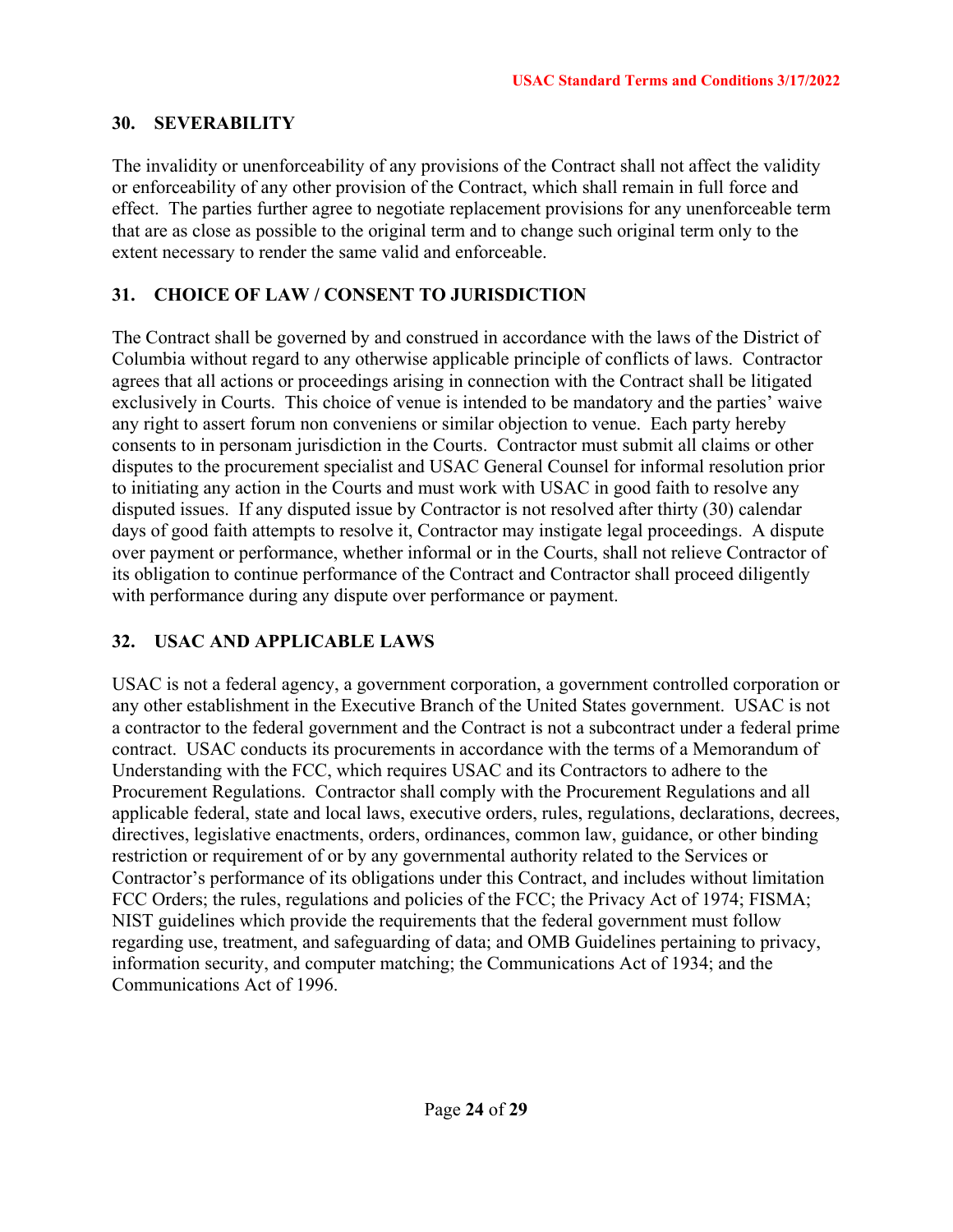## 30. SEVERABILITY

The invalidity or unenforceability of any provisions of the Contract shall not affect the validity or enforceability of any other provision of the Contract, which shall remain in full force and effect. The parties further agree to negotiate replacement provisions for any unenforceable term that are as close as possible to the original term and to change such original term only to the extent necessary to render the same valid and enforceable.

## 31. CHOICE OF LAW / CONSENT TO JURISDICTION

The Contract shall be governed by and construed in accordance with the laws of the District of Columbia without regard to any otherwise applicable principle of conflicts of laws. Contractor agrees that all actions or proceedings arising in connection with the Contract shall be litigated exclusively in Courts. This choice of venue is intended to be mandatory and the parties' waive any right to assert forum non conveniens or similar objection to venue. Each party hereby consents to in personam jurisdiction in the Courts. Contractor must submit all claims or other disputes to the procurement specialist and USAC General Counsel for informal resolution prior to initiating any action in the Courts and must work with USAC in good faith to resolve any disputed issues. If any disputed issue by Contractor is not resolved after thirty (30) calendar days of good faith attempts to resolve it, Contractor may instigate legal proceedings. A dispute over payment or performance, whether informal or in the Courts, shall not relieve Contractor of its obligation to continue performance of the Contract and Contractor shall proceed diligently with performance during any dispute over performance or payment.

## 32. USAC AND APPLICABLE LAWS

USAC is not a federal agency, a government corporation, a government controlled corporation or any other establishment in the Executive Branch of the United States government. USAC is not a contractor to the federal government and the Contract is not a subcontract under a federal prime contract. USAC conducts its procurements in accordance with the terms of a Memorandum of Understanding with the FCC, which requires USAC and its Contractors to adhere to the Procurement Regulations. Contractor shall comply with the Procurement Regulations and all applicable federal, state and local laws, executive orders, rules, regulations, declarations, decrees, directives, legislative enactments, orders, ordinances, common law, guidance, or other binding restriction or requirement of or by any governmental authority related to the Services or Contractor's performance of its obligations under this Contract, and includes without limitation FCC Orders; the rules, regulations and policies of the FCC; the Privacy Act of 1974; FISMA; NIST guidelines which provide the requirements that the federal government must follow regarding use, treatment, and safeguarding of data; and OMB Guidelines pertaining to privacy, information security, and computer matching; the Communications Act of 1934; and the Communications Act of 1996.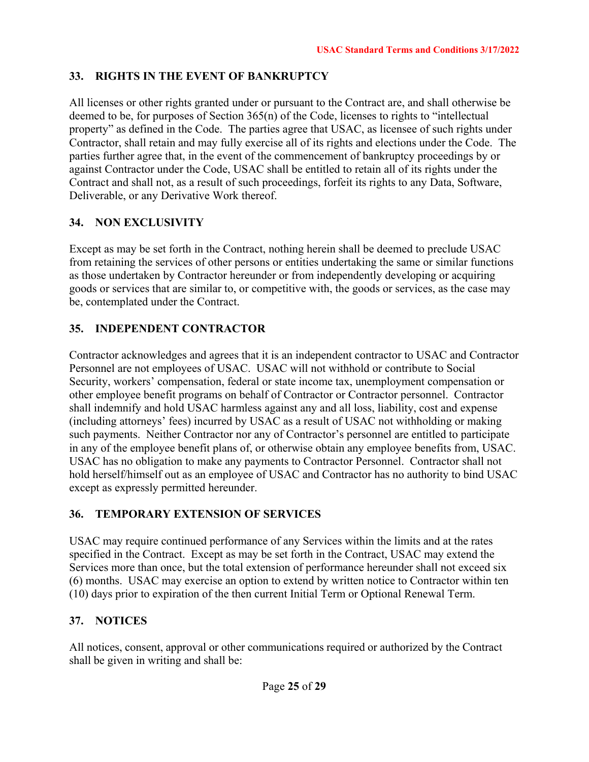## 33. RIGHTS IN THE EVENT OF BANKRUPTCY

All licenses or other rights granted under or pursuant to the Contract are, and shall otherwise be deemed to be, for purposes of Section 365(n) of the Code, licenses to rights to "intellectual property" as defined in the Code. The parties agree that USAC, as licensee of such rights under Contractor, shall retain and may fully exercise all of its rights and elections under the Code. The parties further agree that, in the event of the commencement of bankruptcy proceedings by or against Contractor under the Code, USAC shall be entitled to retain all of its rights under the Contract and shall not, as a result of such proceedings, forfeit its rights to any Data, Software, Deliverable, or any Derivative Work thereof.

## 34. NON EXCLUSIVITY

Except as may be set forth in the Contract, nothing herein shall be deemed to preclude USAC from retaining the services of other persons or entities undertaking the same or similar functions as those undertaken by Contractor hereunder or from independently developing or acquiring goods or services that are similar to, or competitive with, the goods or services, as the case may be, contemplated under the Contract.

## 35. INDEPENDENT CONTRACTOR

Contractor acknowledges and agrees that it is an independent contractor to USAC and Contractor Personnel are not employees of USAC. USAC will not withhold or contribute to Social Security, workers' compensation, federal or state income tax, unemployment compensation or other employee benefit programs on behalf of Contractor or Contractor personnel. Contractor shall indemnify and hold USAC harmless against any and all loss, liability, cost and expense (including attorneys' fees) incurred by USAC as a result of USAC not withholding or making such payments. Neither Contractor nor any of Contractor's personnel are entitled to participate in any of the employee benefit plans of, or otherwise obtain any employee benefits from, USAC. USAC has no obligation to make any payments to Contractor Personnel. Contractor shall not hold herself/himself out as an employee of USAC and Contractor has no authority to bind USAC except as expressly permitted hereunder.

## 36. TEMPORARY EXTENSION OF SERVICES

USAC may require continued performance of any Services within the limits and at the rates specified in the Contract. Except as may be set forth in the Contract, USAC may extend the Services more than once, but the total extension of performance hereunder shall not exceed six (6) months. USAC may exercise an option to extend by written notice to Contractor within ten (10) days prior to expiration of the then current Initial Term or Optional Renewal Term.

## 37. NOTICES

All notices, consent, approval or other communications required or authorized by the Contract shall be given in writing and shall be: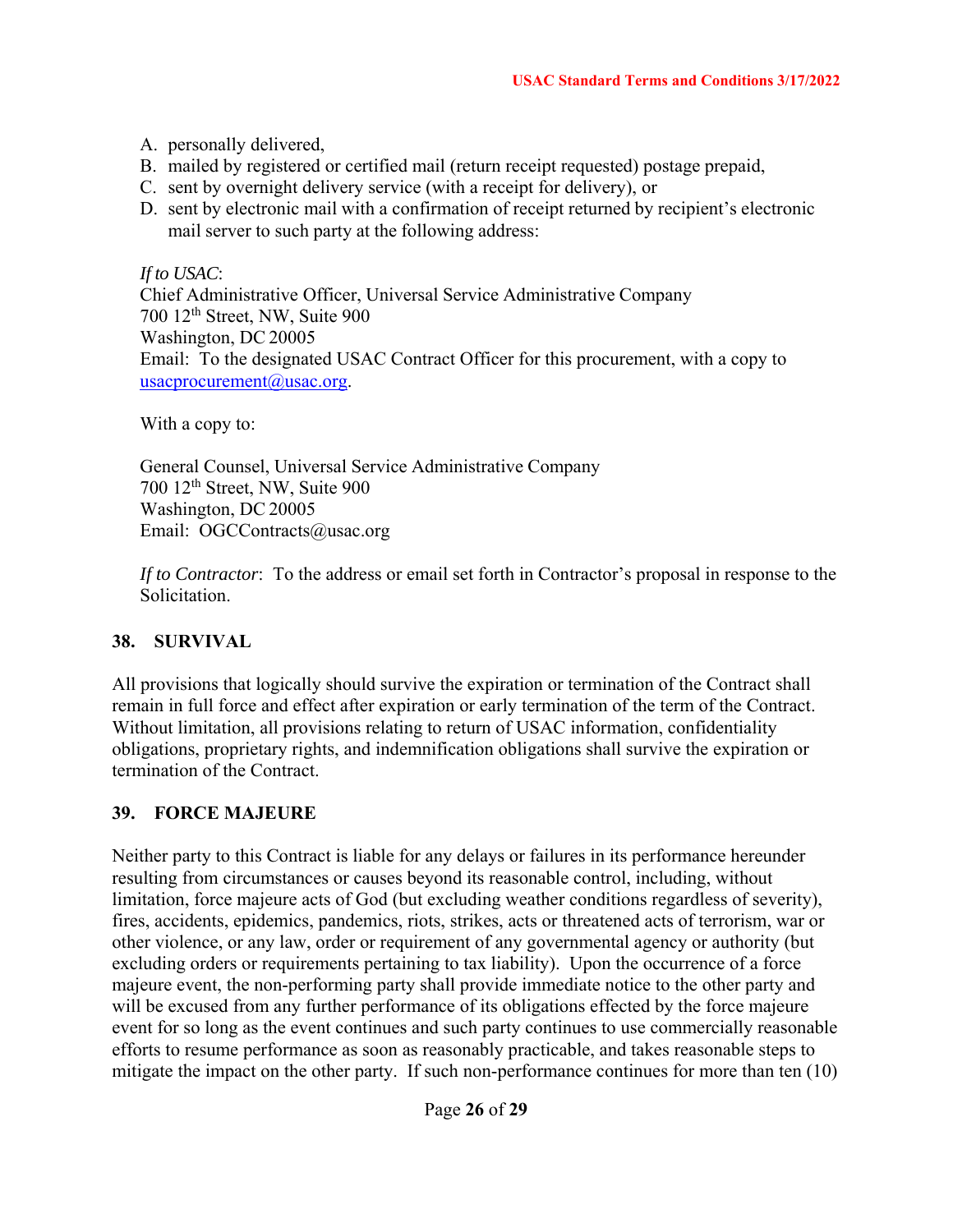A. personally delivered,
B. mailed by registered or certified mail (return receipt requested) postage prepaid,
C. sent by overnight delivery service (with a receipt for delivery), or
D. sent by electronic mail with a confirmation of receipt returned by recipient's electronic mail server to such party at the following address:

*If to USAC*:
Chief Administrative Officer, Universal Service Administrative Company
700 12th Street, NW, Suite 900
Washington, DC 20005
Email: To the designated USAC Contract Officer for this procurement, with a copy to usacprocurement@usac.org.

With a copy to:

General Counsel, Universal Service Administrative Company
700 12th Street, NW, Suite 900
Washington, DC 20005
Email: OGCContracts@usac.org

*If to Contractor*: To the address or email set forth in Contractor's proposal in response to the Solicitation.

## 38. SURVIVAL

All provisions that logically should survive the expiration or termination of the Contract shall remain in full force and effect after expiration or early termination of the term of the Contract. Without limitation, all provisions relating to return of USAC information, confidentiality obligations, proprietary rights, and indemnification obligations shall survive the expiration or termination of the Contract.

## 39. FORCE MAJEURE

Neither party to this Contract is liable for any delays or failures in its performance hereunder resulting from circumstances or causes beyond its reasonable control, including, without limitation, force majeure acts of God (but excluding weather conditions regardless of severity), fires, accidents, epidemics, pandemics, riots, strikes, acts or threatened acts of terrorism, war or other violence, or any law, order or requirement of any governmental agency or authority (but excluding orders or requirements pertaining to tax liability). Upon the occurrence of a force majeure event, the non-performing party shall provide immediate notice to the other party and will be excused from any further performance of its obligations effected by the force majeure event for so long as the event continues and such party continues to use commercially reasonable efforts to resume performance as soon as reasonably practicable, and takes reasonable steps to mitigate the impact on the other party. If such non-performance continues for more than ten (10)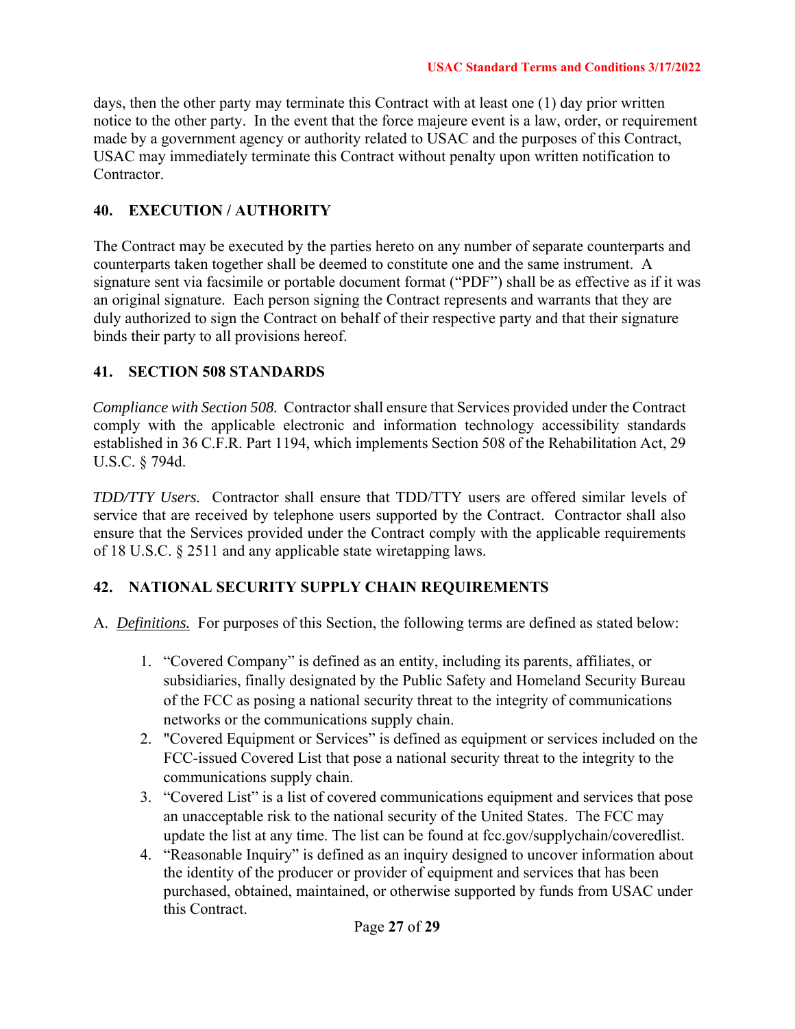days, then the other party may terminate this Contract with at least one (1) day prior written notice to the other party. In the event that the force majeure event is a law, order, or requirement made by a government agency or authority related to USAC and the purposes of this Contract, USAC may immediately terminate this Contract without penalty upon written notification to Contractor.

## 40. EXECUTION / AUTHORITY

The Contract may be executed by the parties hereto on any number of separate counterparts and counterparts taken together shall be deemed to constitute one and the same instrument. A signature sent via facsimile or portable document format ("PDF") shall be as effective as if it was an original signature. Each person signing the Contract represents and warrants that they are duly authorized to sign the Contract on behalf of their respective party and that their signature binds their party to all provisions hereof.

## 41. SECTION 508 STANDARDS

*Compliance with Section 508.* Contractor shall ensure that Services provided under the Contract comply with the applicable electronic and information technology accessibility standards established in 36 C.F.R. Part 1194, which implements Section 508 of the Rehabilitation Act, 29 U.S.C. § 794d.

*TDD/TTY Users.* Contractor shall ensure that TDD/TTY users are offered similar levels of service that are received by telephone users supported by the Contract. Contractor shall also ensure that the Services provided under the Contract comply with the applicable requirements of 18 U.S.C. § 2511 and any applicable state wiretapping laws.

## 42. NATIONAL SECURITY SUPPLY CHAIN REQUIREMENTS

A. ***Definitions.*** For purposes of this Section, the following terms are defined as stated below:

1. "Covered Company" is defined as an entity, including its parents, affiliates, or subsidiaries, finally designated by the Public Safety and Homeland Security Bureau of the FCC as posing a national security threat to the integrity of communications networks or the communications supply chain.
2. "Covered Equipment or Services" is defined as equipment or services included on the FCC-issued Covered List that pose a national security threat to the integrity to the communications supply chain.
3. "Covered List" is a list of covered communications equipment and services that pose an unacceptable risk to the national security of the United States. The FCC may update the list at any time. The list can be found at fcc.gov/supplychain/coveredlist.
4. "Reasonable Inquiry" is defined as an inquiry designed to uncover information about the identity of the producer or provider of equipment and services that has been purchased, obtained, maintained, or otherwise supported by funds from USAC under this Contract.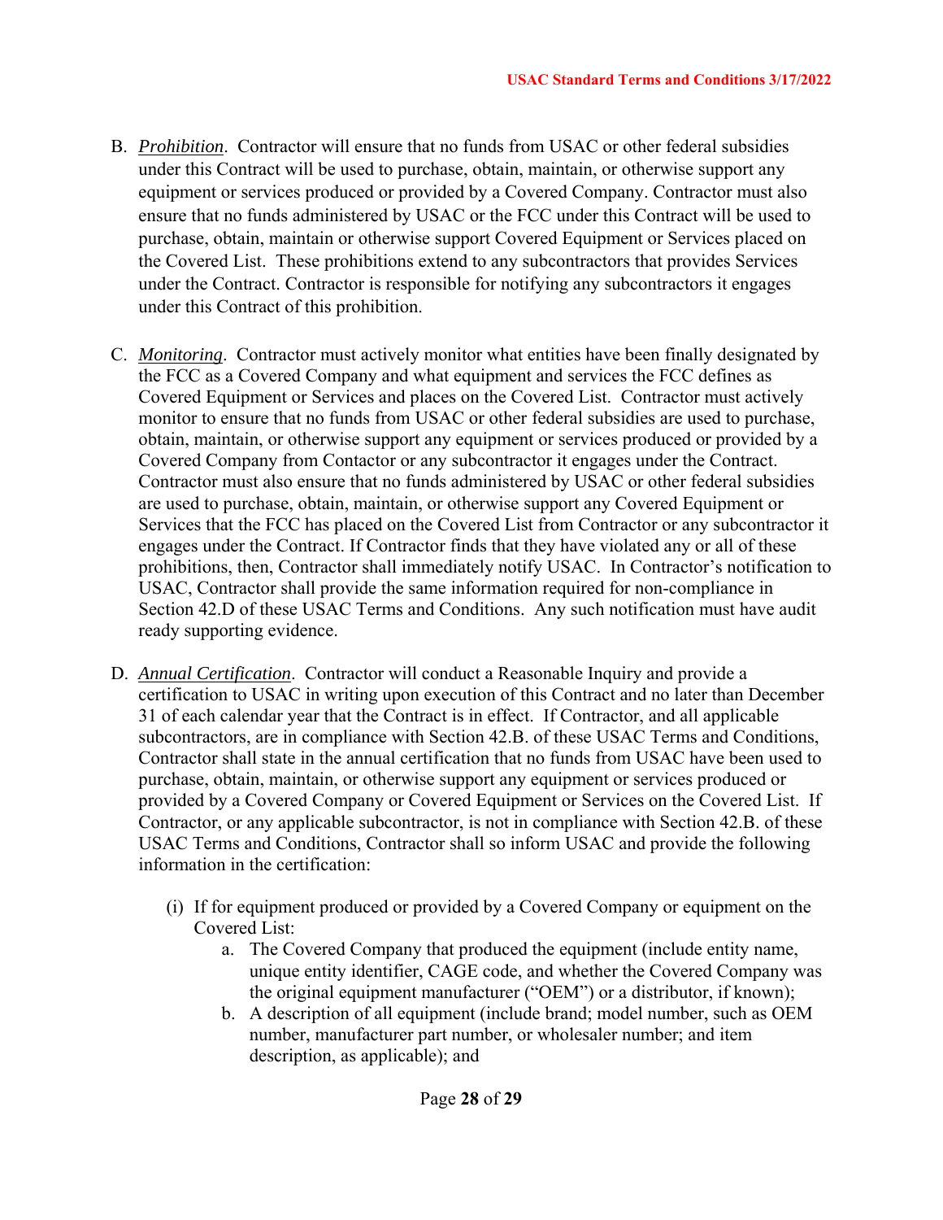B. *Prohibition*. Contractor will ensure that no funds from USAC or other federal subsidies under this Contract will be used to purchase, obtain, maintain, or otherwise support any equipment or services produced or provided by a Covered Company. Contractor must also ensure that no funds administered by USAC or the FCC under this Contract will be used to purchase, obtain, maintain or otherwise support Covered Equipment or Services placed on the Covered List. These prohibitions extend to any subcontractors that provides Services under the Contract. Contractor is responsible for notifying any subcontractors it engages under this Contract of this prohibition.

C. *Monitoring*. Contractor must actively monitor what entities have been finally designated by the FCC as a Covered Company and what equipment and services the FCC defines as Covered Equipment or Services and places on the Covered List. Contractor must actively monitor to ensure that no funds from USAC or other federal subsidies are used to purchase, obtain, maintain, or otherwise support any equipment or services produced or provided by a Covered Company from Contactor or any subcontractor it engages under the Contract. Contractor must also ensure that no funds administered by USAC or other federal subsidies are used to purchase, obtain, maintain, or otherwise support any Covered Equipment or Services that the FCC has placed on the Covered List from Contractor or any subcontractor it engages under the Contract. If Contractor finds that they have violated any or all of these prohibitions, then, Contractor shall immediately notify USAC. In Contractor's notification to USAC, Contractor shall provide the same information required for non-compliance in Section 42.D of these USAC Terms and Conditions. Any such notification must have audit ready supporting evidence.

D. *Annual Certification*. Contractor will conduct a Reasonable Inquiry and provide a certification to USAC in writing upon execution of this Contract and no later than December 31 of each calendar year that the Contract is in effect. If Contractor, and all applicable subcontractors, are in compliance with Section 42.B. of these USAC Terms and Conditions, Contractor shall state in the annual certification that no funds from USAC have been used to purchase, obtain, maintain, or otherwise support any equipment or services produced or provided by a Covered Company or Covered Equipment or Services on the Covered List. If Contractor, or any applicable subcontractor, is not in compliance with Section 42.B. of these USAC Terms and Conditions, Contractor shall so inform USAC and provide the following information in the certification:

   (i) If for equipment produced or provided by a Covered Company or equipment on the Covered List:
      a. The Covered Company that produced the equipment (include entity name, unique entity identifier, CAGE code, and whether the Covered Company was the original equipment manufacturer ("OEM") or a distributor, if known);
      b. A description of all equipment (include brand; model number, such as OEM number, manufacturer part number, or wholesaler number; and item description, as applicable); and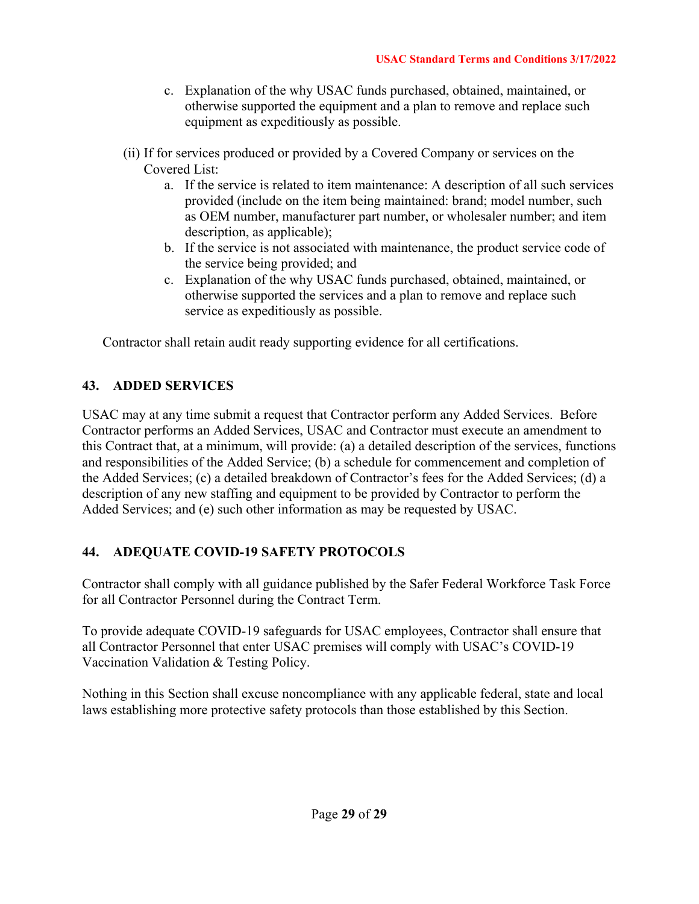c. Explanation of the why USAC funds purchased, obtained, maintained, or otherwise supported the equipment and a plan to remove and replace such equipment as expeditiously as possible.

(ii) If for services produced or provided by a Covered Company or services on the Covered List:

a. If the service is related to item maintenance: A description of all such services provided (include on the item being maintained: brand; model number, such as OEM number, manufacturer part number, or wholesaler number; and item description, as applicable);
b. If the service is not associated with maintenance, the product service code of the service being provided; and
c. Explanation of the why USAC funds purchased, obtained, maintained, or otherwise supported the services and a plan to remove and replace such service as expeditiously as possible.

Contractor shall retain audit ready supporting evidence for all certifications.

## 43. ADDED SERVICES

USAC may at any time submit a request that Contractor perform any Added Services. Before Contractor performs an Added Services, USAC and Contractor must execute an amendment to this Contract that, at a minimum, will provide: (a) a detailed description of the services, functions and responsibilities of the Added Service; (b) a schedule for commencement and completion of the Added Services; (c) a detailed breakdown of Contractor's fees for the Added Services; (d) a description of any new staffing and equipment to be provided by Contractor to perform the Added Services; and (e) such other information as may be requested by USAC.

## 44. ADEQUATE COVID-19 SAFETY PROTOCOLS

Contractor shall comply with all guidance published by the Safer Federal Workforce Task Force for all Contractor Personnel during the Contract Term.

To provide adequate COVID-19 safeguards for USAC employees, Contractor shall ensure that all Contractor Personnel that enter USAC premises will comply with USAC's COVID-19 Vaccination Validation & Testing Policy.

Nothing in this Section shall excuse noncompliance with any applicable federal, state and local laws establishing more protective safety protocols than those established by this Section.